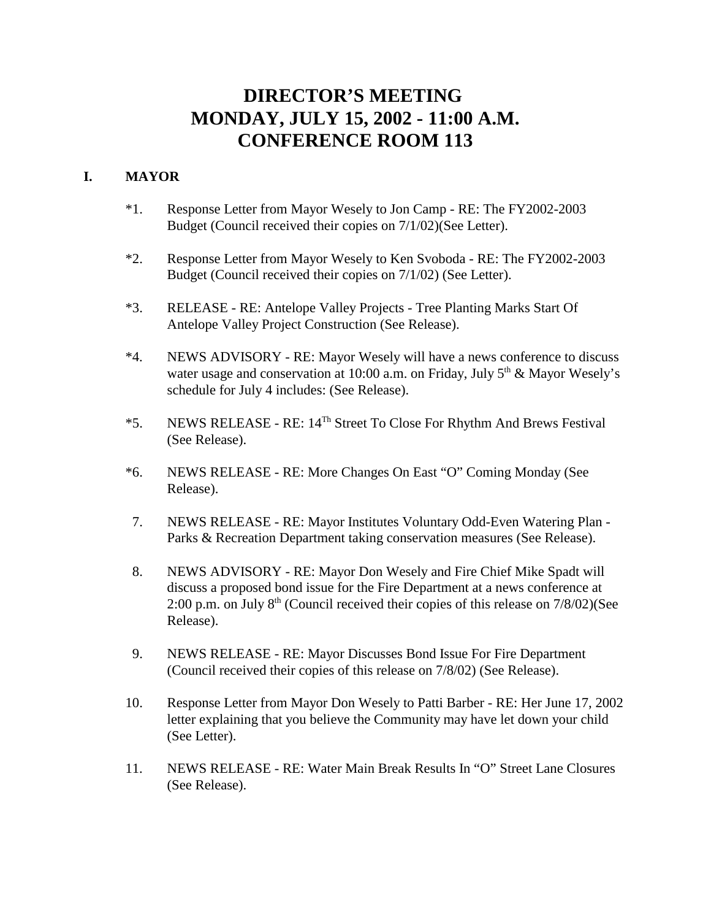# DIRECTOR'S MEETING
# MONDAY, JULY 15, 2002 - 11:00 A.M.
# CONFERENCE ROOM 113

## I. MAYOR

*1. Response Letter from Mayor Wesely to Jon Camp - RE: The FY2002-2003 Budget (Council received their copies on 7/1/02)(See Letter).

*2. Response Letter from Mayor Wesely to Ken Svoboda - RE: The FY2002-2003 Budget (Council received their copies on 7/1/02) (See Letter).

*3. RELEASE - RE: Antelope Valley Projects - Tree Planting Marks Start Of Antelope Valley Project Construction (See Release).

*4. NEWS ADVISORY - RE: Mayor Wesely will have a news conference to discuss water usage and conservation at 10:00 a.m. on Friday, July 5th & Mayor Wesely's schedule for July 4 includes: (See Release).

*5. NEWS RELEASE - RE: 14Th Street To Close For Rhythm And Brews Festival (See Release).

*6. NEWS RELEASE - RE: More Changes On East "O" Coming Monday (See Release).

7. NEWS RELEASE - RE: Mayor Institutes Voluntary Odd-Even Watering Plan - Parks & Recreation Department taking conservation measures (See Release).

8. NEWS ADVISORY - RE: Mayor Don Wesely and Fire Chief Mike Spadt will discuss a proposed bond issue for the Fire Department at a news conference at 2:00 p.m. on July 8th (Council received their copies of this release on 7/8/02)(See Release).

9. NEWS RELEASE - RE: Mayor Discusses Bond Issue For Fire Department (Council received their copies of this release on 7/8/02) (See Release).

10. Response Letter from Mayor Don Wesely to Patti Barber - RE: Her June 17, 2002 letter explaining that you believe the Community may have let down your child (See Letter).

11. NEWS RELEASE - RE: Water Main Break Results In "O" Street Lane Closures (See Release).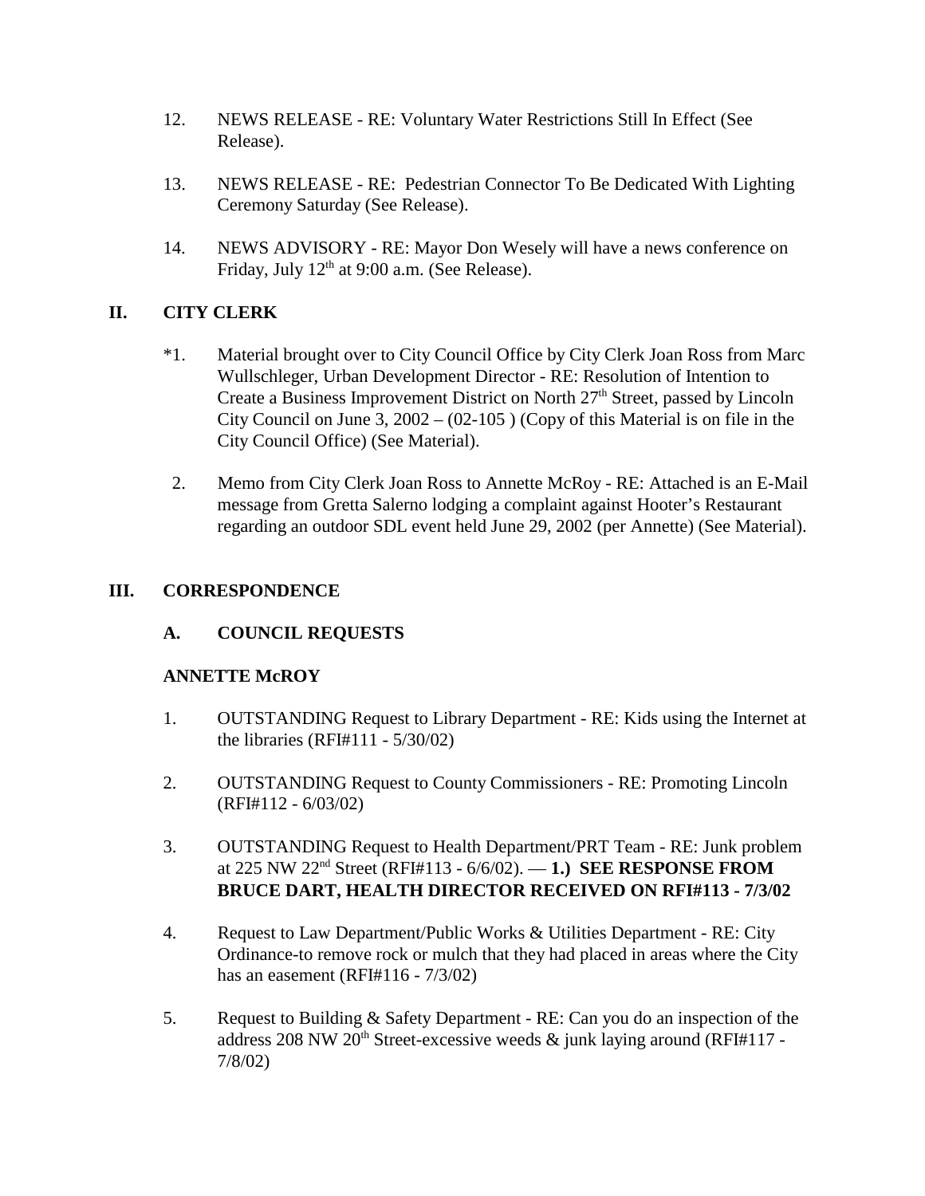12. NEWS RELEASE - RE: Voluntary Water Restrictions Still In Effect (See Release).

13. NEWS RELEASE - RE: Pedestrian Connector To Be Dedicated With Lighting Ceremony Saturday (See Release).

14. NEWS ADVISORY - RE: Mayor Don Wesely will have a news conference on Friday, July 12th at 9:00 a.m. (See Release).

## II. CITY CLERK

*1. Material brought over to City Council Office by City Clerk Joan Ross from Marc Wullschleger, Urban Development Director - RE: Resolution of Intention to Create a Business Improvement District on North 27th Street, passed by Lincoln City Council on June 3, 2002 – (02-105 ) (Copy of this Material is on file in the City Council Office) (See Material).

2. Memo from City Clerk Joan Ross to Annette McRoy - RE: Attached is an E-Mail message from Gretta Salerno lodging a complaint against Hooter's Restaurant regarding an outdoor SDL event held June 29, 2002 (per Annette) (See Material).

## III. CORRESPONDENCE

### A. COUNCIL REQUESTS

**ANNETTE McROY**

1. OUTSTANDING Request to Library Department - RE: Kids using the Internet at the libraries (RFI#111 - 5/30/02)

2. OUTSTANDING Request to County Commissioners - RE: Promoting Lincoln (RFI#112 - 6/03/02)

3. OUTSTANDING Request to Health Department/PRT Team - RE: Junk problem at 225 NW 22nd Street (RFI#113 - 6/6/02). — **1.) SEE RESPONSE FROM BRUCE DART, HEALTH DIRECTOR RECEIVED ON RFI#113 - 7/3/02**

4. Request to Law Department/Public Works & Utilities Department - RE: City Ordinance-to remove rock or mulch that they had placed in areas where the City has an easement (RFI#116 - 7/3/02)

5. Request to Building & Safety Department - RE: Can you do an inspection of the address 208 NW 20th Street-excessive weeds & junk laying around (RFI#117 - 7/8/02)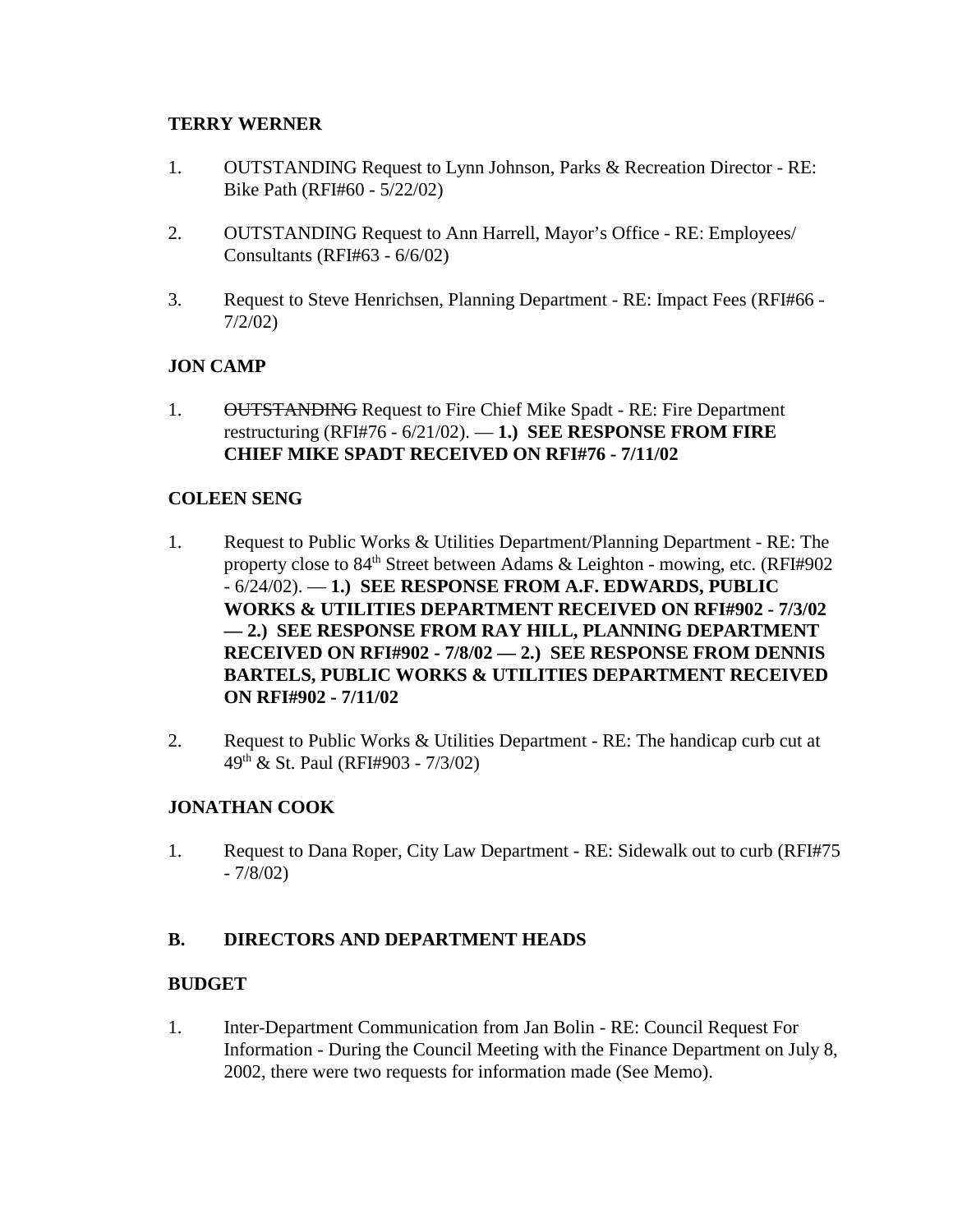**TERRY WERNER**

1. OUTSTANDING Request to Lynn Johnson, Parks & Recreation Director - RE: Bike Path (RFI#60 - 5/22/02)

2. OUTSTANDING Request to Ann Harrell, Mayor's Office - RE: Employees/ Consultants (RFI#63 - 6/6/02)

3. Request to Steve Henrichsen, Planning Department - RE: Impact Fees (RFI#66 - 7/2/02)

**JON CAMP**

1. ~~OUTSTANDING~~ Request to Fire Chief Mike Spadt - RE: Fire Department restructuring (RFI#76 - 6/21/02). — **1.) SEE RESPONSE FROM FIRE CHIEF MIKE SPADT RECEIVED ON RFI#76 - 7/11/02**

**COLEEN SENG**

1. Request to Public Works & Utilities Department/Planning Department - RE: The property close to 84th Street between Adams & Leighton - mowing, etc. (RFI#902 - 6/24/02). — **1.) SEE RESPONSE FROM A.F. EDWARDS, PUBLIC WORKS & UTILITIES DEPARTMENT RECEIVED ON RFI#902 - 7/3/02 — 2.) SEE RESPONSE FROM RAY HILL, PLANNING DEPARTMENT RECEIVED ON RFI#902 - 7/8/02 — 2.) SEE RESPONSE FROM DENNIS BARTELS, PUBLIC WORKS & UTILITIES DEPARTMENT RECEIVED ON RFI#902 - 7/11/02**

2. Request to Public Works & Utilities Department - RE: The handicap curb cut at 49th & St. Paul (RFI#903 - 7/3/02)

**JONATHAN COOK**

1. Request to Dana Roper, City Law Department - RE: Sidewalk out to curb (RFI#75 - 7/8/02)

**B. DIRECTORS AND DEPARTMENT HEADS**

**BUDGET**

1. Inter-Department Communication from Jan Bolin - RE: Council Request For Information - During the Council Meeting with the Finance Department on July 8, 2002, there were two requests for information made (See Memo).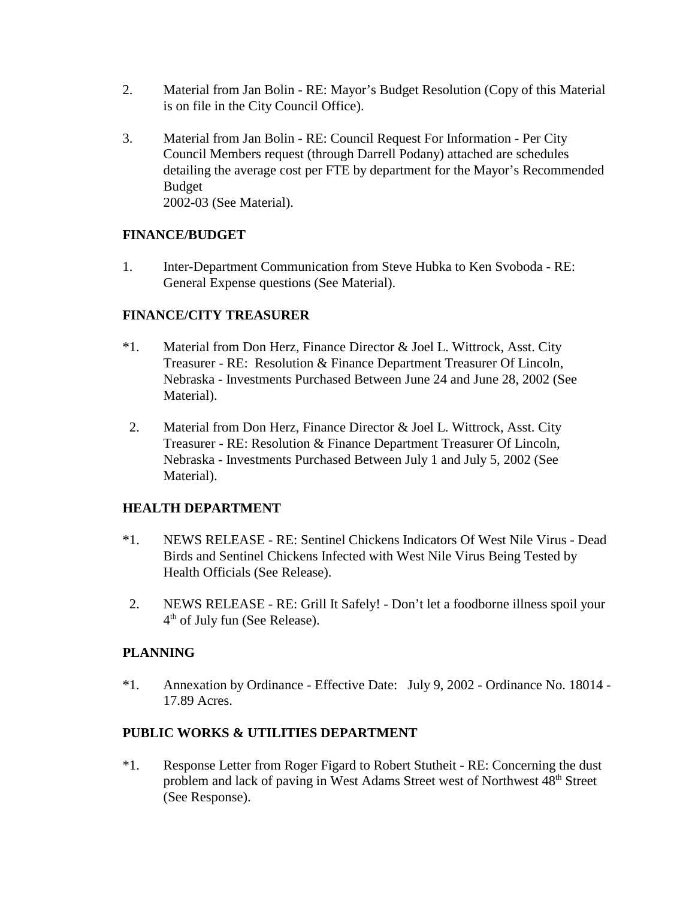2. Material from Jan Bolin - RE: Mayor's Budget Resolution (Copy of this Material is on file in the City Council Office).

3. Material from Jan Bolin - RE: Council Request For Information - Per City Council Members request (through Darrell Podany) attached are schedules detailing the average cost per FTE by department for the Mayor's Recommended Budget 2002-03 (See Material).

**FINANCE/BUDGET**

1. Inter-Department Communication from Steve Hubka to Ken Svoboda - RE: General Expense questions (See Material).

**FINANCE/CITY TREASURER**

*1. Material from Don Herz, Finance Director & Joel L. Wittrock, Asst. City Treasurer - RE: Resolution & Finance Department Treasurer Of Lincoln, Nebraska - Investments Purchased Between June 24 and June 28, 2002 (See Material).

2. Material from Don Herz, Finance Director & Joel L. Wittrock, Asst. City Treasurer - RE: Resolution & Finance Department Treasurer Of Lincoln, Nebraska - Investments Purchased Between July 1 and July 5, 2002 (See Material).

**HEALTH DEPARTMENT**

*1. NEWS RELEASE - RE: Sentinel Chickens Indicators Of West Nile Virus - Dead Birds and Sentinel Chickens Infected with West Nile Virus Being Tested by Health Officials (See Release).

2. NEWS RELEASE - RE: Grill It Safely! - Don't let a foodborne illness spoil your 4th of July fun (See Release).

**PLANNING**

*1. Annexation by Ordinance - Effective Date: July 9, 2002 - Ordinance No. 18014 - 17.89 Acres.

**PUBLIC WORKS & UTILITIES DEPARTMENT**

*1. Response Letter from Roger Figard to Robert Stutheit - RE: Concerning the dust problem and lack of paving in West Adams Street west of Northwest 48th Street (See Response).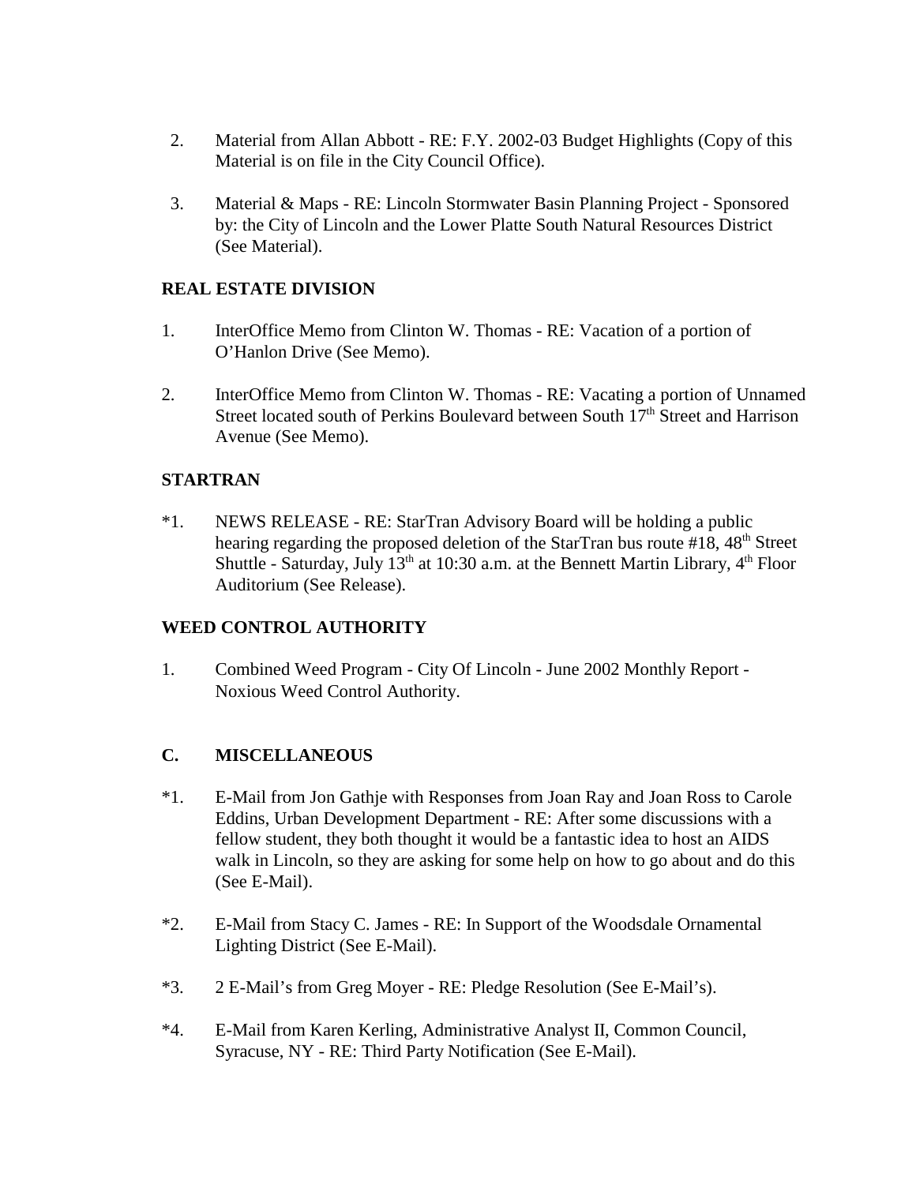2. Material from Allan Abbott - RE: F.Y. 2002-03 Budget Highlights (Copy of this Material is on file in the City Council Office).

3. Material & Maps - RE: Lincoln Stormwater Basin Planning Project - Sponsored by: the City of Lincoln and the Lower Platte South Natural Resources District (See Material).

**REAL ESTATE DIVISION**

1. InterOffice Memo from Clinton W. Thomas - RE: Vacation of a portion of O'Hanlon Drive (See Memo).

2. InterOffice Memo from Clinton W. Thomas - RE: Vacating a portion of Unnamed Street located south of Perkins Boulevard between South 17th Street and Harrison Avenue (See Memo).

**STARTRAN**

*1. NEWS RELEASE - RE: StarTran Advisory Board will be holding a public hearing regarding the proposed deletion of the StarTran bus route #18, 48th Street Shuttle - Saturday, July 13th at 10:30 a.m. at the Bennett Martin Library, 4th Floor Auditorium (See Release).

**WEED CONTROL AUTHORITY**

1. Combined Weed Program - City Of Lincoln - June 2002 Monthly Report - Noxious Weed Control Authority.

**C. MISCELLANEOUS**

*1. E-Mail from Jon Gathje with Responses from Joan Ray and Joan Ross to Carole Eddins, Urban Development Department - RE: After some discussions with a fellow student, they both thought it would be a fantastic idea to host an AIDS walk in Lincoln, so they are asking for some help on how to go about and do this (See E-Mail).

*2. E-Mail from Stacy C. James - RE: In Support of the Woodsdale Ornamental Lighting District (See E-Mail).

*3. 2 E-Mail's from Greg Moyer - RE: Pledge Resolution (See E-Mail's).

*4. E-Mail from Karen Kerling, Administrative Analyst II, Common Council, Syracuse, NY - RE: Third Party Notification (See E-Mail).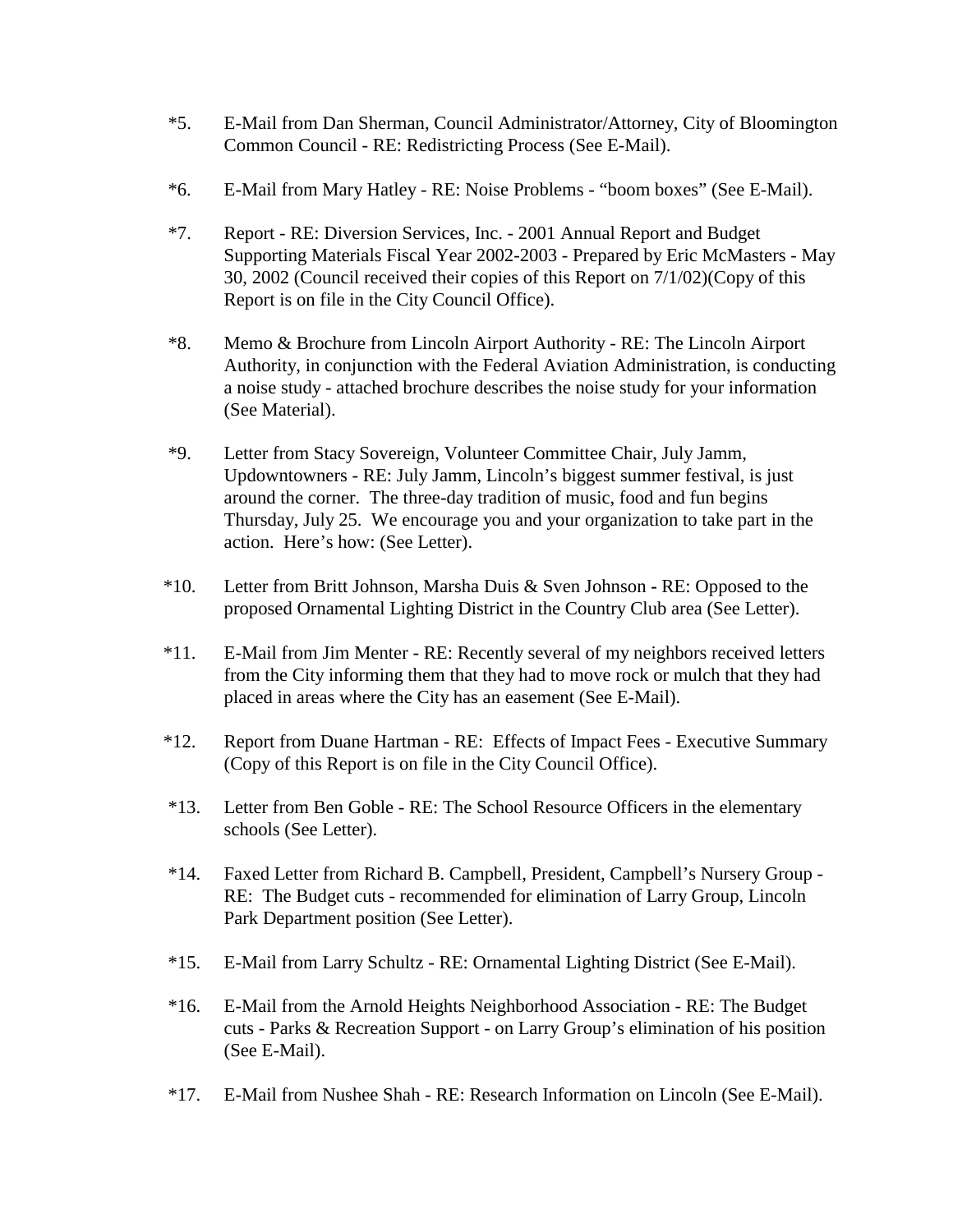*5. E-Mail from Dan Sherman, Council Administrator/Attorney, City of Bloomington Common Council - RE: Redistricting Process (See E-Mail).

*6. E-Mail from Mary Hatley - RE: Noise Problems - “boom boxes” (See E-Mail).

*7. Report - RE: Diversion Services, Inc. - 2001 Annual Report and Budget Supporting Materials Fiscal Year 2002-2003 - Prepared by Eric McMasters - May 30, 2002 (Council received their copies of this Report on 7/1/02)(Copy of this Report is on file in the City Council Office).

*8. Memo & Brochure from Lincoln Airport Authority - RE: The Lincoln Airport Authority, in conjunction with the Federal Aviation Administration, is conducting a noise study - attached brochure describes the noise study for your information (See Material).

*9. Letter from Stacy Sovereign, Volunteer Committee Chair, July Jamm, Updowntowners - RE: July Jamm, Lincoln’s biggest summer festival, is just around the corner. The three-day tradition of music, food and fun begins Thursday, July 25. We encourage you and your organization to take part in the action. Here’s how: (See Letter).

*10. Letter from Britt Johnson, Marsha Duis & Sven Johnson - RE: Opposed to the proposed Ornamental Lighting District in the Country Club area (See Letter).

*11. E-Mail from Jim Menter - RE: Recently several of my neighbors received letters from the City informing them that they had to move rock or mulch that they had placed in areas where the City has an easement (See E-Mail).

*12. Report from Duane Hartman - RE: Effects of Impact Fees - Executive Summary (Copy of this Report is on file in the City Council Office).

*13. Letter from Ben Goble - RE: The School Resource Officers in the elementary schools (See Letter).

*14. Faxed Letter from Richard B. Campbell, President, Campbell’s Nursery Group - RE: The Budget cuts - recommended for elimination of Larry Group, Lincoln Park Department position (See Letter).

*15. E-Mail from Larry Schultz - RE: Ornamental Lighting District (See E-Mail).

*16. E-Mail from the Arnold Heights Neighborhood Association - RE: The Budget cuts - Parks & Recreation Support - on Larry Group’s elimination of his position (See E-Mail).

*17. E-Mail from Nushee Shah - RE: Research Information on Lincoln (See E-Mail).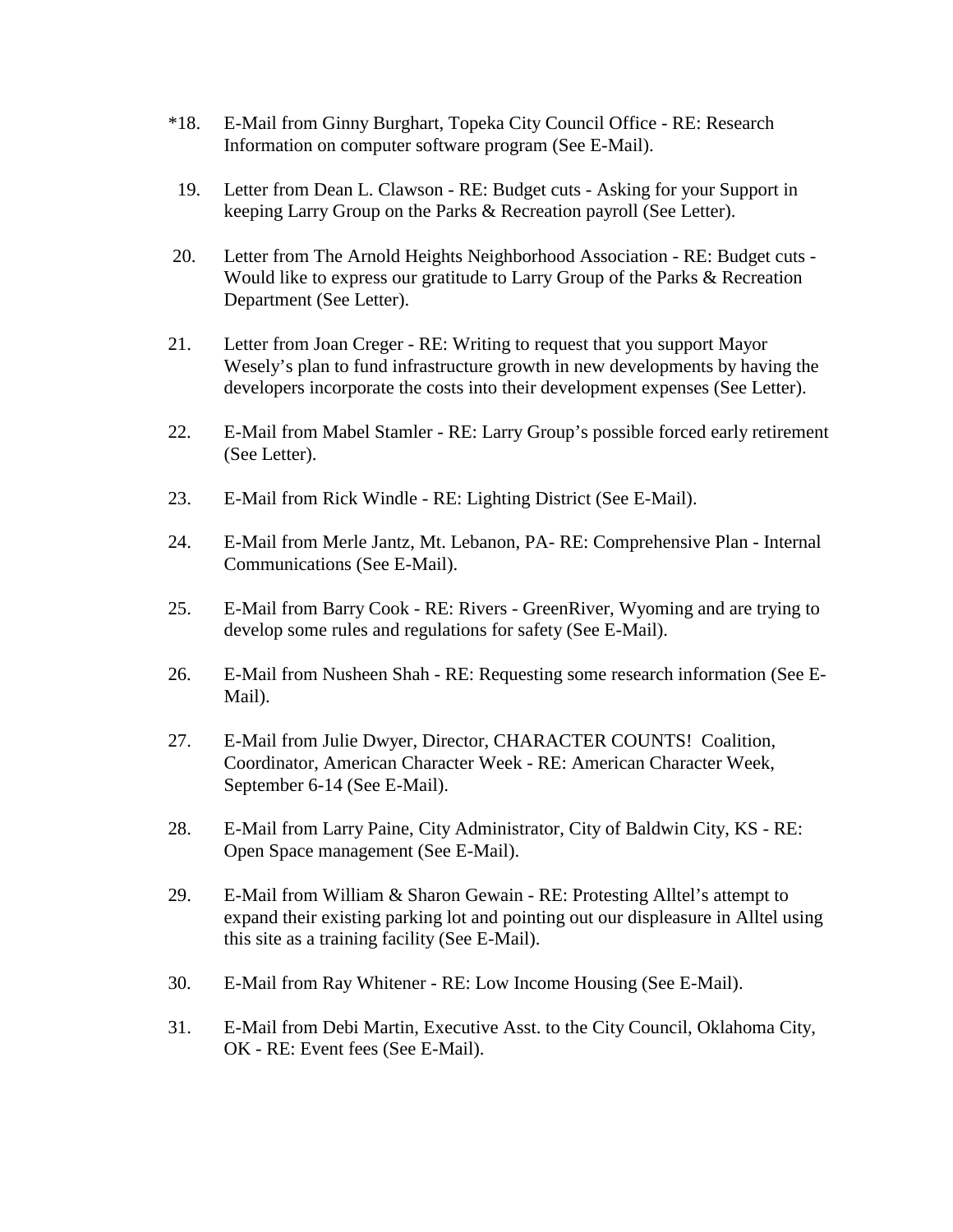*18. E-Mail from Ginny Burghart, Topeka City Council Office - RE: Research Information on computer software program (See E-Mail).

19. Letter from Dean L. Clawson - RE: Budget cuts - Asking for your Support in keeping Larry Group on the Parks & Recreation payroll (See Letter).

20. Letter from The Arnold Heights Neighborhood Association - RE: Budget cuts - Would like to express our gratitude to Larry Group of the Parks & Recreation Department (See Letter).

21. Letter from Joan Creger - RE: Writing to request that you support Mayor Wesely's plan to fund infrastructure growth in new developments by having the developers incorporate the costs into their development expenses (See Letter).

22. E-Mail from Mabel Stamler - RE: Larry Group's possible forced early retirement (See Letter).

23. E-Mail from Rick Windle - RE: Lighting District (See E-Mail).

24. E-Mail from Merle Jantz, Mt. Lebanon, PA- RE: Comprehensive Plan - Internal Communications (See E-Mail).

25. E-Mail from Barry Cook - RE: Rivers - GreenRiver, Wyoming and are trying to develop some rules and regulations for safety (See E-Mail).

26. E-Mail from Nusheen Shah - RE: Requesting some research information (See E-Mail).

27. E-Mail from Julie Dwyer, Director, CHARACTER COUNTS! Coalition, Coordinator, American Character Week - RE: American Character Week, September 6-14 (See E-Mail).

28. E-Mail from Larry Paine, City Administrator, City of Baldwin City, KS - RE: Open Space management (See E-Mail).

29. E-Mail from William & Sharon Gewain - RE: Protesting Alltel's attempt to expand their existing parking lot and pointing out our displeasure in Alltel using this site as a training facility (See E-Mail).

30. E-Mail from Ray Whitener - RE: Low Income Housing (See E-Mail).

31. E-Mail from Debi Martin, Executive Asst. to the City Council, Oklahoma City, OK - RE: Event fees (See E-Mail).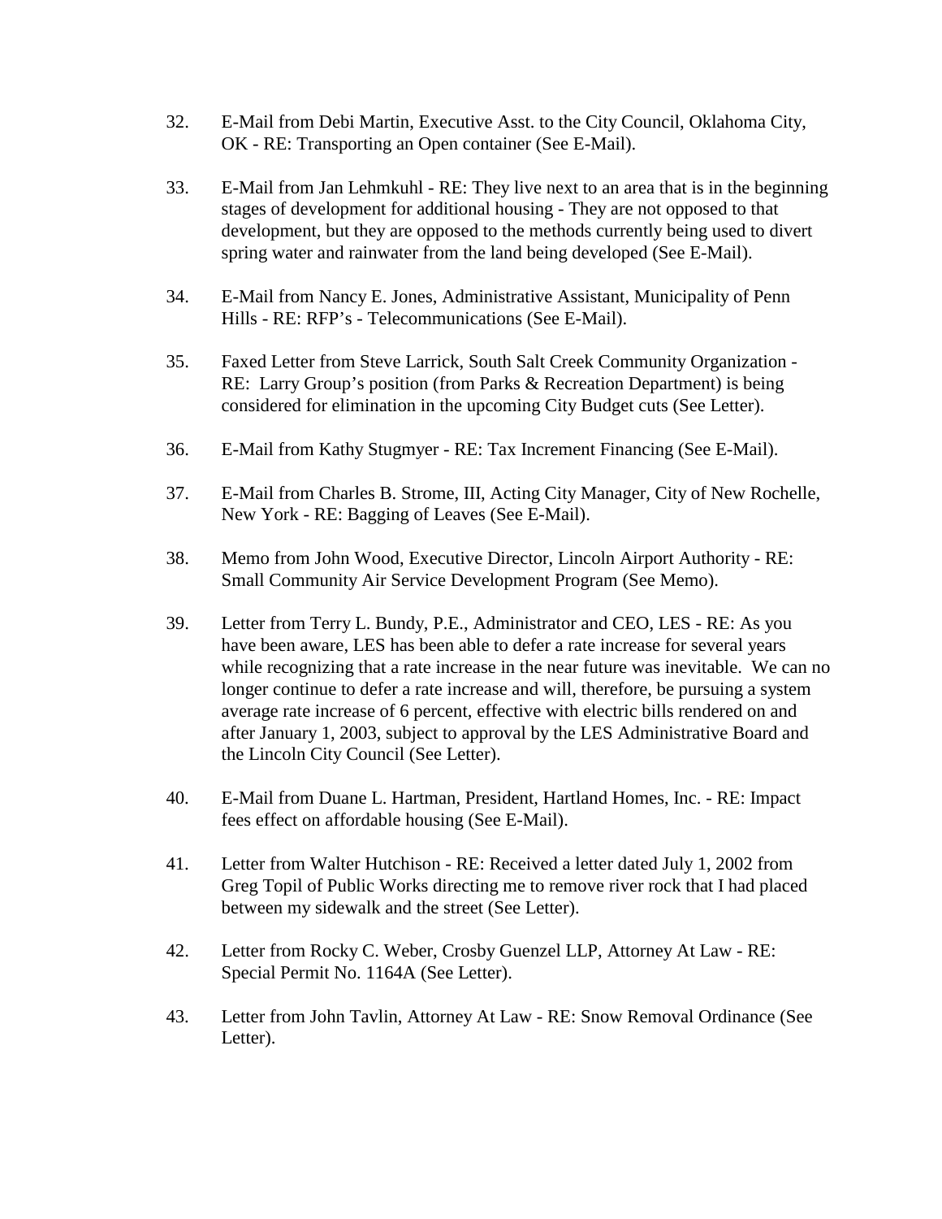32. E-Mail from Debi Martin, Executive Asst. to the City Council, Oklahoma City, OK - RE: Transporting an Open container (See E-Mail).

33. E-Mail from Jan Lehmkuhl - RE: They live next to an area that is in the beginning stages of development for additional housing - They are not opposed to that development, but they are opposed to the methods currently being used to divert spring water and rainwater from the land being developed (See E-Mail).

34. E-Mail from Nancy E. Jones, Administrative Assistant, Municipality of Penn Hills - RE: RFP's - Telecommunications (See E-Mail).

35. Faxed Letter from Steve Larrick, South Salt Creek Community Organization - RE: Larry Group's position (from Parks & Recreation Department) is being considered for elimination in the upcoming City Budget cuts (See Letter).

36. E-Mail from Kathy Stugmyer - RE: Tax Increment Financing (See E-Mail).

37. E-Mail from Charles B. Strome, III, Acting City Manager, City of New Rochelle, New York - RE: Bagging of Leaves (See E-Mail).

38. Memo from John Wood, Executive Director, Lincoln Airport Authority - RE: Small Community Air Service Development Program (See Memo).

39. Letter from Terry L. Bundy, P.E., Administrator and CEO, LES - RE: As you have been aware, LES has been able to defer a rate increase for several years while recognizing that a rate increase in the near future was inevitable. We can no longer continue to defer a rate increase and will, therefore, be pursuing a system average rate increase of 6 percent, effective with electric bills rendered on and after January 1, 2003, subject to approval by the LES Administrative Board and the Lincoln City Council (See Letter).

40. E-Mail from Duane L. Hartman, President, Hartland Homes, Inc. - RE: Impact fees effect on affordable housing (See E-Mail).

41. Letter from Walter Hutchison - RE: Received a letter dated July 1, 2002 from Greg Topil of Public Works directing me to remove river rock that I had placed between my sidewalk and the street (See Letter).

42. Letter from Rocky C. Weber, Crosby Guenzel LLP, Attorney At Law - RE: Special Permit No. 1164A (See Letter).

43. Letter from John Tavlin, Attorney At Law - RE: Snow Removal Ordinance (See Letter).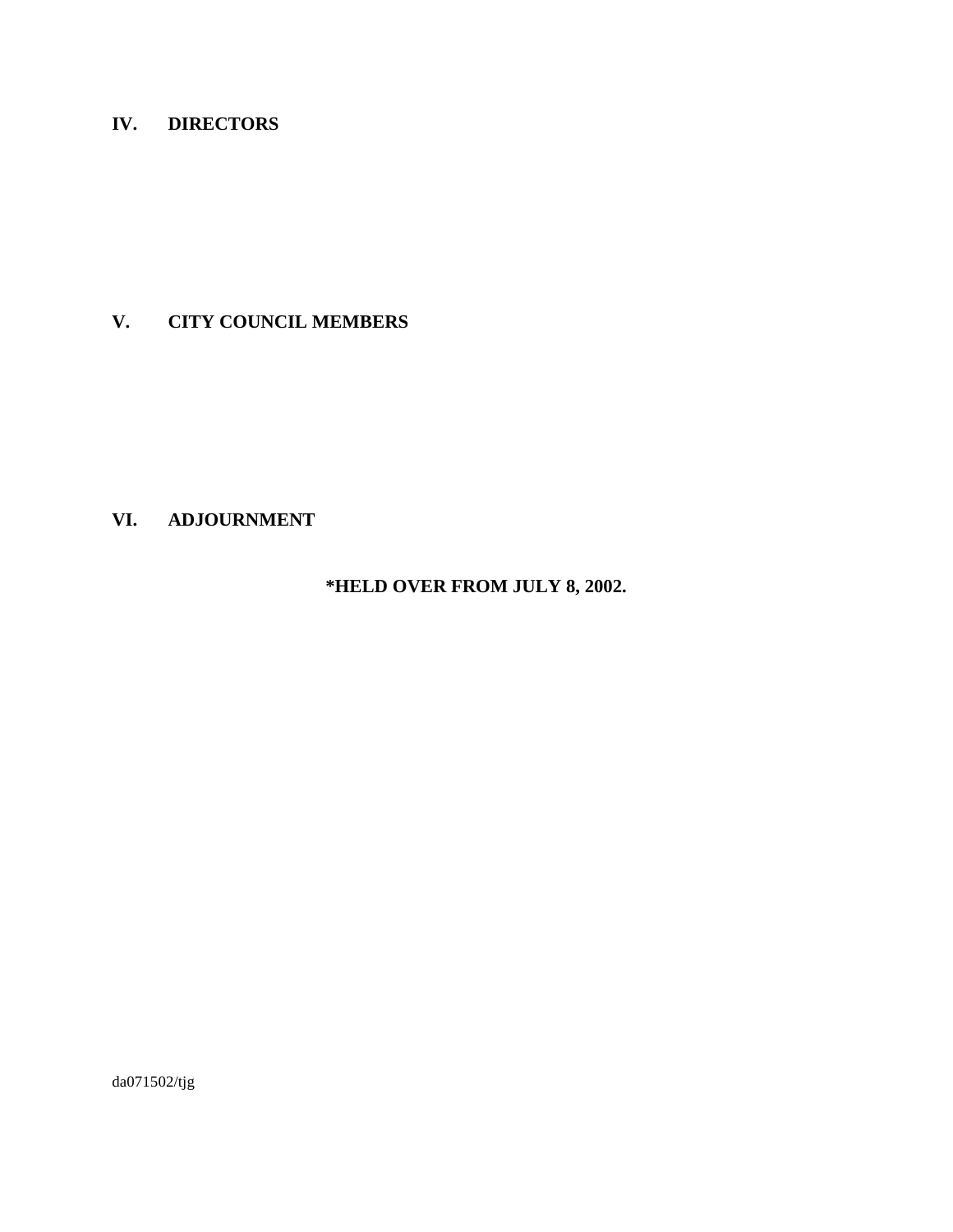## IV. DIRECTORS

## V. CITY COUNCIL MEMBERS

## VI. ADJOURNMENT

**\*HELD OVER FROM JULY 8, 2002.**

da071502/tjg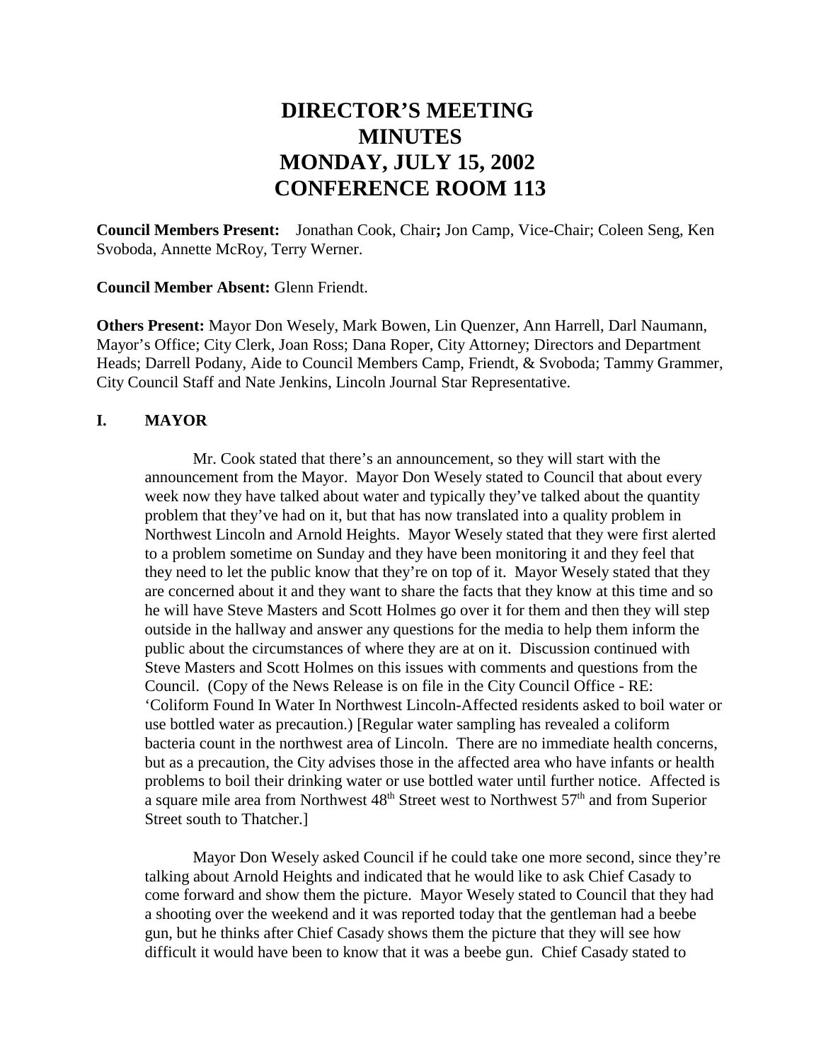# DIRECTOR'S MEETING MINUTES MONDAY, JULY 15, 2002 CONFERENCE ROOM 113

**Council Members Present:** Jonathan Cook, Chair**;** Jon Camp, Vice-Chair; Coleen Seng, Ken Svoboda, Annette McRoy, Terry Werner.

**Council Member Absent:** Glenn Friendt.

**Others Present:** Mayor Don Wesely, Mark Bowen, Lin Quenzer, Ann Harrell, Darl Naumann, Mayor's Office; City Clerk, Joan Ross; Dana Roper, City Attorney; Directors and Department Heads; Darrell Podany, Aide to Council Members Camp, Friendt, & Svoboda; Tammy Grammer, City Council Staff and Nate Jenkins, Lincoln Journal Star Representative.

## I. MAYOR

Mr. Cook stated that there's an announcement, so they will start with the announcement from the Mayor. Mayor Don Wesely stated to Council that about every week now they have talked about water and typically they've talked about the quantity problem that they've had on it, but that has now translated into a quality problem in Northwest Lincoln and Arnold Heights. Mayor Wesely stated that they were first alerted to a problem sometime on Sunday and they have been monitoring it and they feel that they need to let the public know that they're on top of it. Mayor Wesely stated that they are concerned about it and they want to share the facts that they know at this time and so he will have Steve Masters and Scott Holmes go over it for them and then they will step outside in the hallway and answer any questions for the media to help them inform the public about the circumstances of where they are at on it. Discussion continued with Steve Masters and Scott Holmes on this issues with comments and questions from the Council. (Copy of the News Release is on file in the City Council Office - RE: 'Coliform Found In Water In Northwest Lincoln-Affected residents asked to boil water or use bottled water as precaution.) [Regular water sampling has revealed a coliform bacteria count in the northwest area of Lincoln. There are no immediate health concerns, but as a precaution, the City advises those in the affected area who have infants or health problems to boil their drinking water or use bottled water until further notice. Affected is a square mile area from Northwest 48th Street west to Northwest 57th and from Superior Street south to Thatcher.]

Mayor Don Wesely asked Council if he could take one more second, since they're talking about Arnold Heights and indicated that he would like to ask Chief Casady to come forward and show them the picture. Mayor Wesely stated to Council that they had a shooting over the weekend and it was reported today that the gentleman had a beebe gun, but he thinks after Chief Casady shows them the picture that they will see how difficult it would have been to know that it was a beebe gun. Chief Casady stated to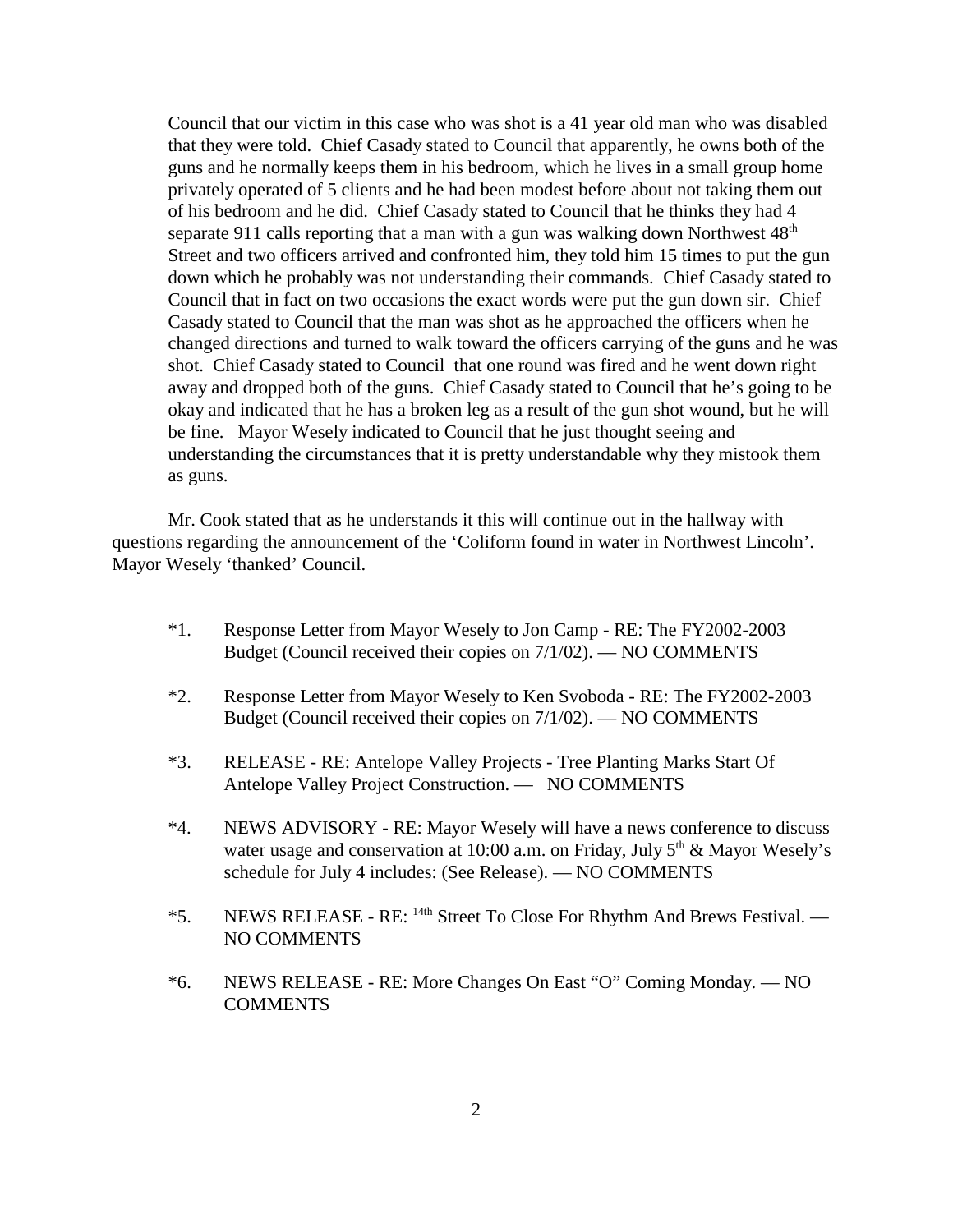Council that our victim in this case who was shot is a 41 year old man who was disabled that they were told. Chief Casady stated to Council that apparently, he owns both of the guns and he normally keeps them in his bedroom, which he lives in a small group home privately operated of 5 clients and he had been modest before about not taking them out of his bedroom and he did. Chief Casady stated to Council that he thinks they had 4 separate 911 calls reporting that a man with a gun was walking down Northwest 48th Street and two officers arrived and confronted him, they told him 15 times to put the gun down which he probably was not understanding their commands. Chief Casady stated to Council that in fact on two occasions the exact words were put the gun down sir. Chief Casady stated to Council that the man was shot as he approached the officers when he changed directions and turned to walk toward the officers carrying of the guns and he was shot. Chief Casady stated to Council that one round was fired and he went down right away and dropped both of the guns. Chief Casady stated to Council that he's going to be okay and indicated that he has a broken leg as a result of the gun shot wound, but he will be fine. Mayor Wesely indicated to Council that he just thought seeing and understanding the circumstances that it is pretty understandable why they mistook them as guns.

Mr. Cook stated that as he understands it this will continue out in the hallway with questions regarding the announcement of the 'Coliform found in water in Northwest Lincoln'. Mayor Wesely 'thanked' Council.

*1. Response Letter from Mayor Wesely to Jon Camp - RE: The FY2002-2003 Budget (Council received their copies on 7/1/02). — NO COMMENTS

*2. Response Letter from Mayor Wesely to Ken Svoboda - RE: The FY2002-2003 Budget (Council received their copies on 7/1/02). — NO COMMENTS

*3. RELEASE - RE: Antelope Valley Projects - Tree Planting Marks Start Of Antelope Valley Project Construction. — NO COMMENTS

*4. NEWS ADVISORY - RE: Mayor Wesely will have a news conference to discuss water usage and conservation at 10:00 a.m. on Friday, July 5th & Mayor Wesely's schedule for July 4 includes: (See Release). — NO COMMENTS

*5. NEWS RELEASE - RE: 14th Street To Close For Rhythm And Brews Festival. — NO COMMENTS

*6. NEWS RELEASE - RE: More Changes On East "O" Coming Monday. — NO COMMENTS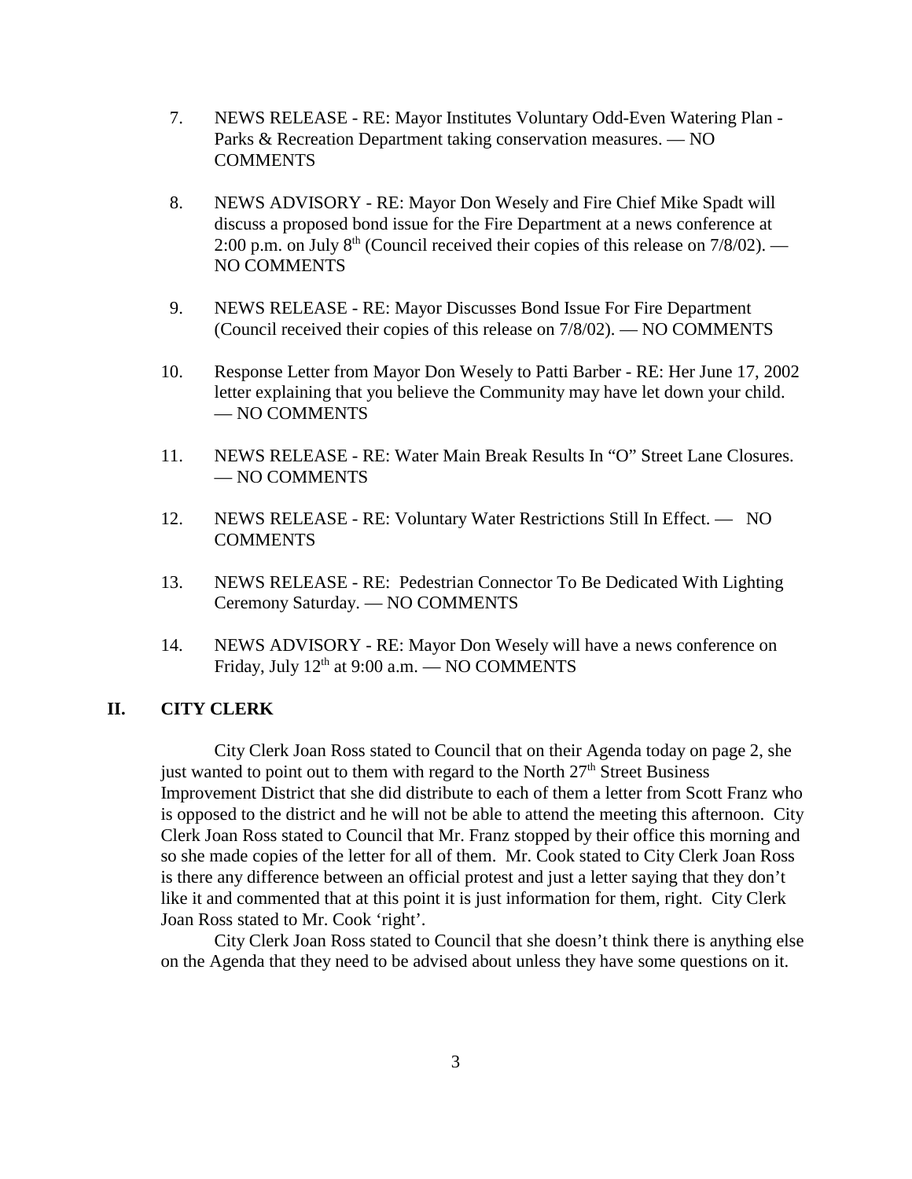7. NEWS RELEASE - RE: Mayor Institutes Voluntary Odd-Even Watering Plan - Parks & Recreation Department taking conservation measures. — NO COMMENTS

8. NEWS ADVISORY - RE: Mayor Don Wesely and Fire Chief Mike Spadt will discuss a proposed bond issue for the Fire Department at a news conference at 2:00 p.m. on July 8th (Council received their copies of this release on 7/8/02). — NO COMMENTS

9. NEWS RELEASE - RE: Mayor Discusses Bond Issue For Fire Department (Council received their copies of this release on 7/8/02). — NO COMMENTS

10. Response Letter from Mayor Don Wesely to Patti Barber - RE: Her June 17, 2002 letter explaining that you believe the Community may have let down your child. — NO COMMENTS

11. NEWS RELEASE - RE: Water Main Break Results In "O" Street Lane Closures. — NO COMMENTS

12. NEWS RELEASE - RE: Voluntary Water Restrictions Still In Effect. — NO COMMENTS

13. NEWS RELEASE - RE: Pedestrian Connector To Be Dedicated With Lighting Ceremony Saturday. — NO COMMENTS

14. NEWS ADVISORY - RE: Mayor Don Wesely will have a news conference on Friday, July 12th at 9:00 a.m. — NO COMMENTS

## II. CITY CLERK

City Clerk Joan Ross stated to Council that on their Agenda today on page 2, she just wanted to point out to them with regard to the North 27th Street Business Improvement District that she did distribute to each of them a letter from Scott Franz who is opposed to the district and he will not be able to attend the meeting this afternoon. City Clerk Joan Ross stated to Council that Mr. Franz stopped by their office this morning and so she made copies of the letter for all of them. Mr. Cook stated to City Clerk Joan Ross is there any difference between an official protest and just a letter saying that they don't like it and commented that at this point it is just information for them, right. City Clerk Joan Ross stated to Mr. Cook 'right'.

City Clerk Joan Ross stated to Council that she doesn't think there is anything else on the Agenda that they need to be advised about unless they have some questions on it.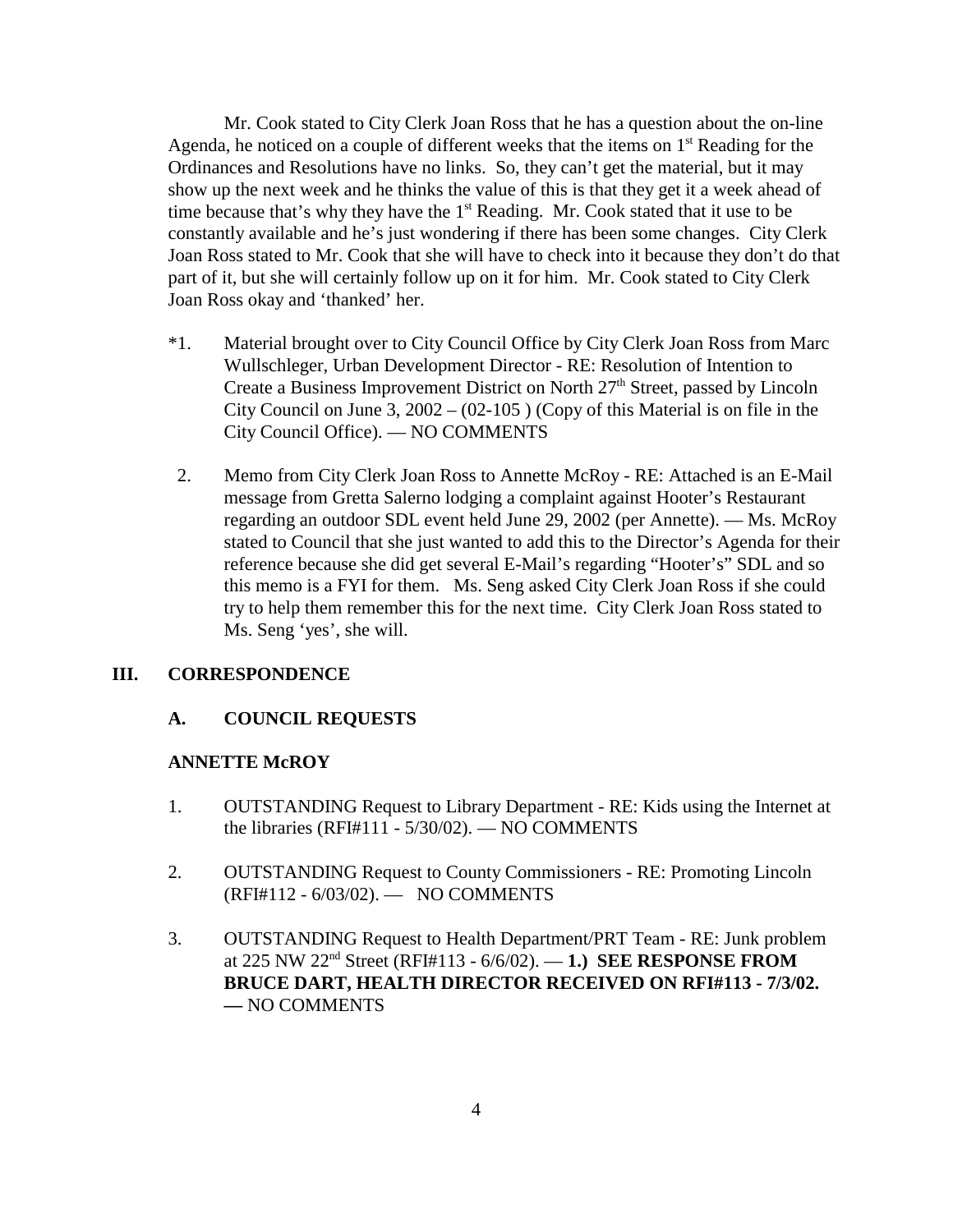Mr. Cook stated to City Clerk Joan Ross that he has a question about the on-line Agenda, he noticed on a couple of different weeks that the items on 1st Reading for the Ordinances and Resolutions have no links. So, they can't get the material, but it may show up the next week and he thinks the value of this is that they get it a week ahead of time because that's why they have the 1st Reading. Mr. Cook stated that it use to be constantly available and he's just wondering if there has been some changes. City Clerk Joan Ross stated to Mr. Cook that she will have to check into it because they don't do that part of it, but she will certainly follow up on it for him. Mr. Cook stated to City Clerk Joan Ross okay and 'thanked' her.

*1. Material brought over to City Council Office by City Clerk Joan Ross from Marc Wullschleger, Urban Development Director - RE: Resolution of Intention to Create a Business Improvement District on North 27th Street, passed by Lincoln City Council on June 3, 2002 – (02-105 ) (Copy of this Material is on file in the City Council Office). — NO COMMENTS

2. Memo from City Clerk Joan Ross to Annette McRoy - RE: Attached is an E-Mail message from Gretta Salerno lodging a complaint against Hooter's Restaurant regarding an outdoor SDL event held June 29, 2002 (per Annette). — Ms. McRoy stated to Council that she just wanted to add this to the Director's Agenda for their reference because she did get several E-Mail's regarding "Hooter's" SDL and so this memo is a FYI for them. Ms. Seng asked City Clerk Joan Ross if she could try to help them remember this for the next time. City Clerk Joan Ross stated to Ms. Seng 'yes', she will.

## III. CORRESPONDENCE

### A. COUNCIL REQUESTS

**ANNETTE McROY**

1. OUTSTANDING Request to Library Department - RE: Kids using the Internet at the libraries (RFI#111 - 5/30/02). — NO COMMENTS

2. OUTSTANDING Request to County Commissioners - RE: Promoting Lincoln (RFI#112 - 6/03/02). — NO COMMENTS

3. OUTSTANDING Request to Health Department/PRT Team - RE: Junk problem at 225 NW 22nd Street (RFI#113 - 6/6/02). — **1.) SEE RESPONSE FROM BRUCE DART, HEALTH DIRECTOR RECEIVED ON RFI#113 - 7/3/02. —** NO COMMENTS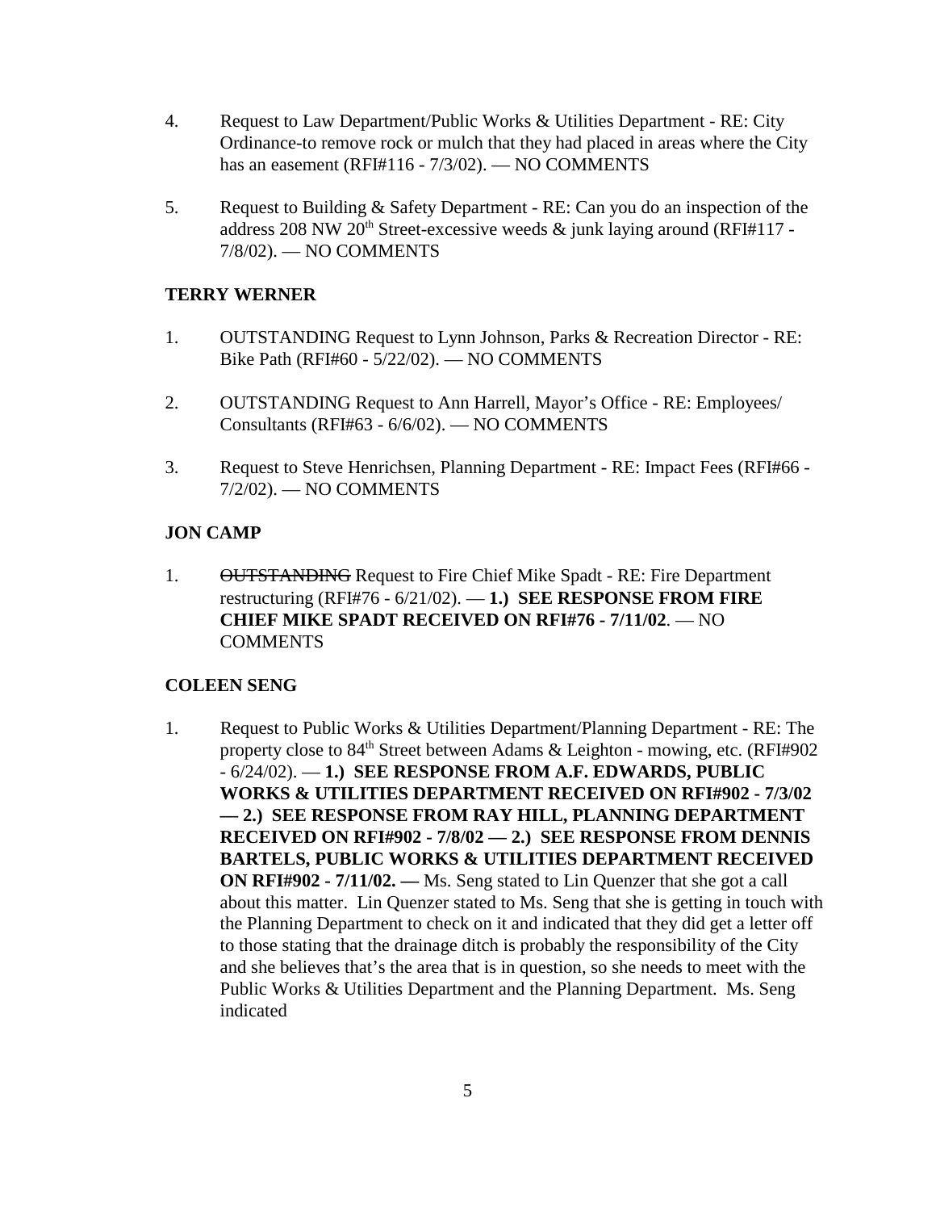4. Request to Law Department/Public Works & Utilities Department - RE: City Ordinance-to remove rock or mulch that they had placed in areas where the City has an easement (RFI#116 - 7/3/02). — NO COMMENTS

5. Request to Building & Safety Department - RE: Can you do an inspection of the address 208 NW 20th Street-excessive weeds & junk laying around (RFI#117 - 7/8/02). — NO COMMENTS

**TERRY WERNER**

1. OUTSTANDING Request to Lynn Johnson, Parks & Recreation Director - RE: Bike Path (RFI#60 - 5/22/02). — NO COMMENTS

2. OUTSTANDING Request to Ann Harrell, Mayor's Office - RE: Employees/ Consultants (RFI#63 - 6/6/02). — NO COMMENTS

3. Request to Steve Henrichsen, Planning Department - RE: Impact Fees (RFI#66 - 7/2/02). — NO COMMENTS

**JON CAMP**

1. ~~OUTSTANDING~~ Request to Fire Chief Mike Spadt - RE: Fire Department restructuring (RFI#76 - 6/21/02). — **1.) SEE RESPONSE FROM FIRE CHIEF MIKE SPADT RECEIVED ON RFI#76 - 7/11/02**. — NO COMMENTS

**COLEEN SENG**

1. Request to Public Works & Utilities Department/Planning Department - RE: The property close to 84th Street between Adams & Leighton - mowing, etc. (RFI#902 - 6/24/02). — **1.) SEE RESPONSE FROM A.F. EDWARDS, PUBLIC WORKS & UTILITIES DEPARTMENT RECEIVED ON RFI#902 - 7/3/02 — 2.) SEE RESPONSE FROM RAY HILL, PLANNING DEPARTMENT RECEIVED ON RFI#902 - 7/8/02 — 2.) SEE RESPONSE FROM DENNIS BARTELS, PUBLIC WORKS & UTILITIES DEPARTMENT RECEIVED ON RFI#902 - 7/11/02. —** Ms. Seng stated to Lin Quenzer that she got a call about this matter. Lin Quenzer stated to Ms. Seng that she is getting in touch with the Planning Department to check on it and indicated that they did get a letter off to those stating that the drainage ditch is probably the responsibility of the City and she believes that's the area that is in question, so she needs to meet with the Public Works & Utilities Department and the Planning Department. Ms. Seng indicated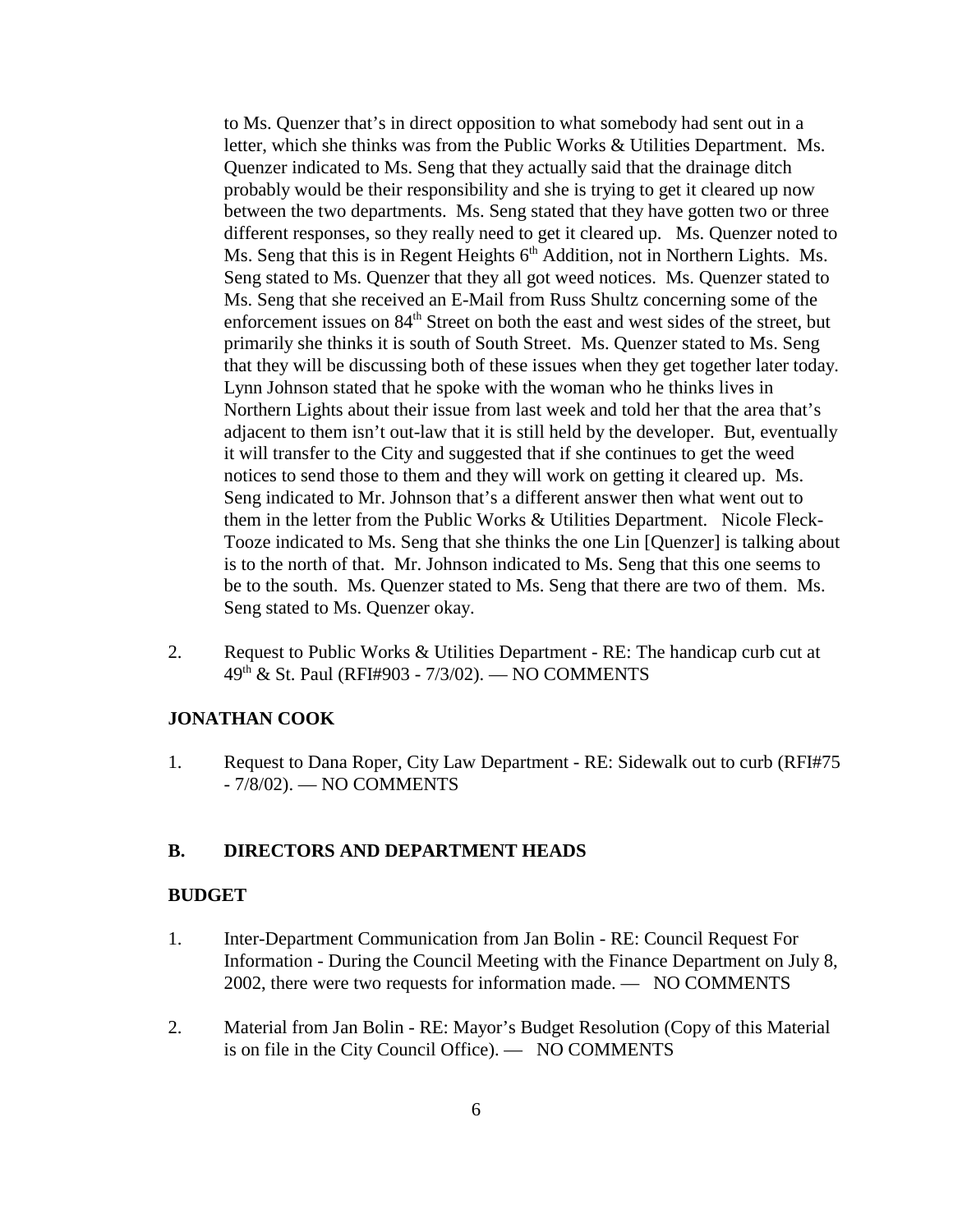to Ms. Quenzer that's in direct opposition to what somebody had sent out in a letter, which she thinks was from the Public Works & Utilities Department. Ms. Quenzer indicated to Ms. Seng that they actually said that the drainage ditch probably would be their responsibility and she is trying to get it cleared up now between the two departments. Ms. Seng stated that they have gotten two or three different responses, so they really need to get it cleared up. Ms. Quenzer noted to Ms. Seng that this is in Regent Heights 6th Addition, not in Northern Lights. Ms. Seng stated to Ms. Quenzer that they all got weed notices. Ms. Quenzer stated to Ms. Seng that she received an E-Mail from Russ Shultz concerning some of the enforcement issues on 84th Street on both the east and west sides of the street, but primarily she thinks it is south of South Street. Ms. Quenzer stated to Ms. Seng that they will be discussing both of these issues when they get together later today. Lynn Johnson stated that he spoke with the woman who he thinks lives in Northern Lights about their issue from last week and told her that the area that's adjacent to them isn't out-law that it is still held by the developer. But, eventually it will transfer to the City and suggested that if she continues to get the weed notices to send those to them and they will work on getting it cleared up. Ms. Seng indicated to Mr. Johnson that's a different answer then what went out to them in the letter from the Public Works & Utilities Department. Nicole Fleck-Tooze indicated to Ms. Seng that she thinks the one Lin [Quenzer] is talking about is to the north of that. Mr. Johnson indicated to Ms. Seng that this one seems to be to the south. Ms. Quenzer stated to Ms. Seng that there are two of them. Ms. Seng stated to Ms. Quenzer okay.

2. Request to Public Works & Utilities Department - RE: The handicap curb cut at 49th & St. Paul (RFI#903 - 7/3/02). — NO COMMENTS

**JONATHAN COOK**

1. Request to Dana Roper, City Law Department - RE: Sidewalk out to curb (RFI#75 - 7/8/02). — NO COMMENTS

## B. DIRECTORS AND DEPARTMENT HEADS

**BUDGET**

1. Inter-Department Communication from Jan Bolin - RE: Council Request For Information - During the Council Meeting with the Finance Department on July 8, 2002, there were two requests for information made. — NO COMMENTS

2. Material from Jan Bolin - RE: Mayor's Budget Resolution (Copy of this Material is on file in the City Council Office). — NO COMMENTS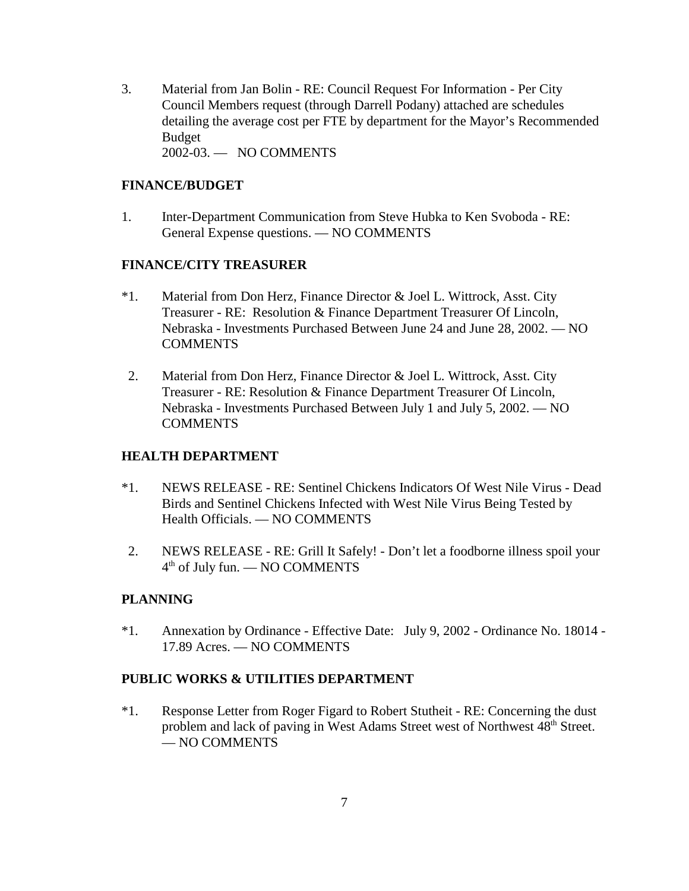3. Material from Jan Bolin - RE: Council Request For Information - Per City Council Members request (through Darrell Podany) attached are schedules detailing the average cost per FTE by department for the Mayor's Recommended Budget
   2002-03. — NO COMMENTS

**FINANCE/BUDGET**

1. Inter-Department Communication from Steve Hubka to Ken Svoboda - RE: General Expense questions. — NO COMMENTS

**FINANCE/CITY TREASURER**

*1. Material from Don Herz, Finance Director & Joel L. Wittrock, Asst. City Treasurer - RE: Resolution & Finance Department Treasurer Of Lincoln, Nebraska - Investments Purchased Between June 24 and June 28, 2002. — NO COMMENTS

2. Material from Don Herz, Finance Director & Joel L. Wittrock, Asst. City Treasurer - RE: Resolution & Finance Department Treasurer Of Lincoln, Nebraska - Investments Purchased Between July 1 and July 5, 2002. — NO COMMENTS

**HEALTH DEPARTMENT**

*1. NEWS RELEASE - RE: Sentinel Chickens Indicators Of West Nile Virus - Dead Birds and Sentinel Chickens Infected with West Nile Virus Being Tested by Health Officials. — NO COMMENTS

2. NEWS RELEASE - RE: Grill It Safely! - Don't let a foodborne illness spoil your 4th of July fun. — NO COMMENTS

**PLANNING**

*1. Annexation by Ordinance - Effective Date: July 9, 2002 - Ordinance No. 18014 - 17.89 Acres. — NO COMMENTS

**PUBLIC WORKS & UTILITIES DEPARTMENT**

*1. Response Letter from Roger Figard to Robert Stutheit - RE: Concerning the dust problem and lack of paving in West Adams Street west of Northwest 48th Street. — NO COMMENTS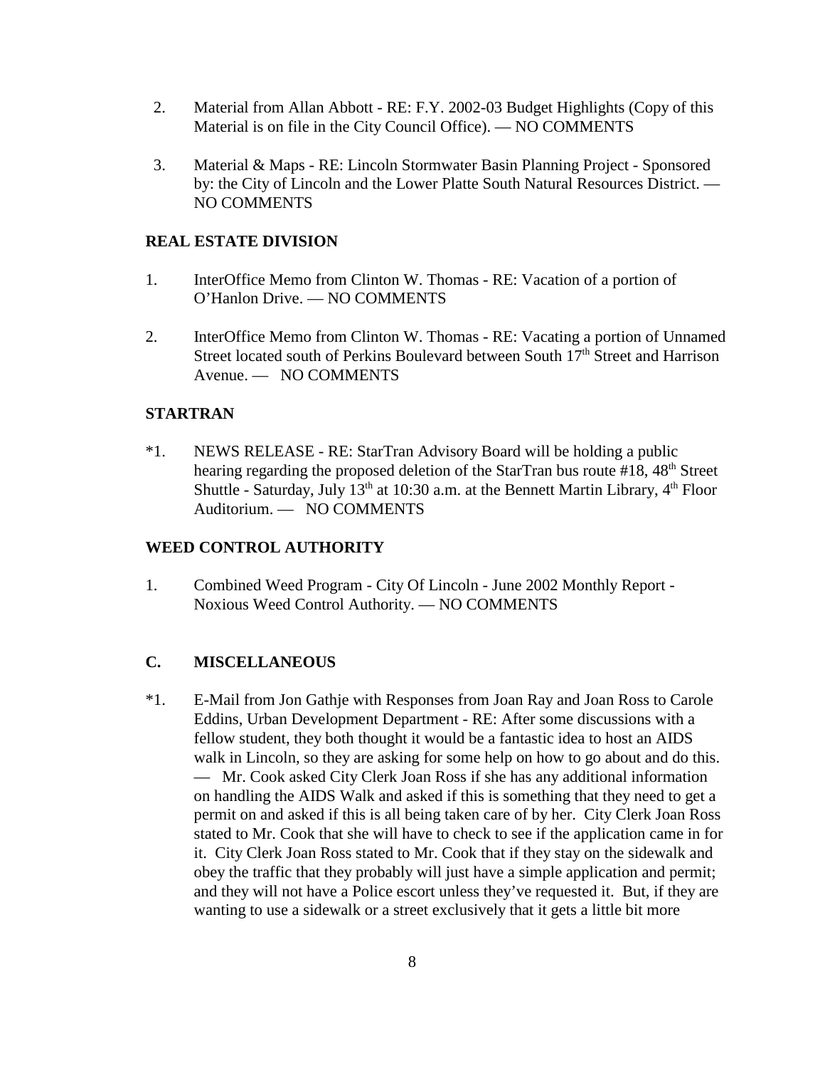2. Material from Allan Abbott - RE: F.Y. 2002-03 Budget Highlights (Copy of this Material is on file in the City Council Office). — NO COMMENTS

3. Material & Maps - RE: Lincoln Stormwater Basin Planning Project - Sponsored by: the City of Lincoln and the Lower Platte South Natural Resources District. — NO COMMENTS

**REAL ESTATE DIVISION**

1. InterOffice Memo from Clinton W. Thomas - RE: Vacation of a portion of O'Hanlon Drive. — NO COMMENTS

2. InterOffice Memo from Clinton W. Thomas - RE: Vacating a portion of Unnamed Street located south of Perkins Boulevard between South 17th Street and Harrison Avenue. — NO COMMENTS

**STARTRAN**

*1. NEWS RELEASE - RE: StarTran Advisory Board will be holding a public hearing regarding the proposed deletion of the StarTran bus route #18, 48th Street Shuttle - Saturday, July 13th at 10:30 a.m. at the Bennett Martin Library, 4th Floor Auditorium. — NO COMMENTS

**WEED CONTROL AUTHORITY**

1. Combined Weed Program - City Of Lincoln - June 2002 Monthly Report - Noxious Weed Control Authority. — NO COMMENTS

**C. MISCELLANEOUS**

*1. E-Mail from Jon Gathje with Responses from Joan Ray and Joan Ross to Carole Eddins, Urban Development Department - RE: After some discussions with a fellow student, they both thought it would be a fantastic idea to host an AIDS walk in Lincoln, so they are asking for some help on how to go about and do this. — Mr. Cook asked City Clerk Joan Ross if she has any additional information on handling the AIDS Walk and asked if this is something that they need to get a permit on and asked if this is all being taken care of by her. City Clerk Joan Ross stated to Mr. Cook that she will have to check to see if the application came in for it. City Clerk Joan Ross stated to Mr. Cook that if they stay on the sidewalk and obey the traffic that they probably will just have a simple application and permit; and they will not have a Police escort unless they've requested it. But, if they are wanting to use a sidewalk or a street exclusively that it gets a little bit more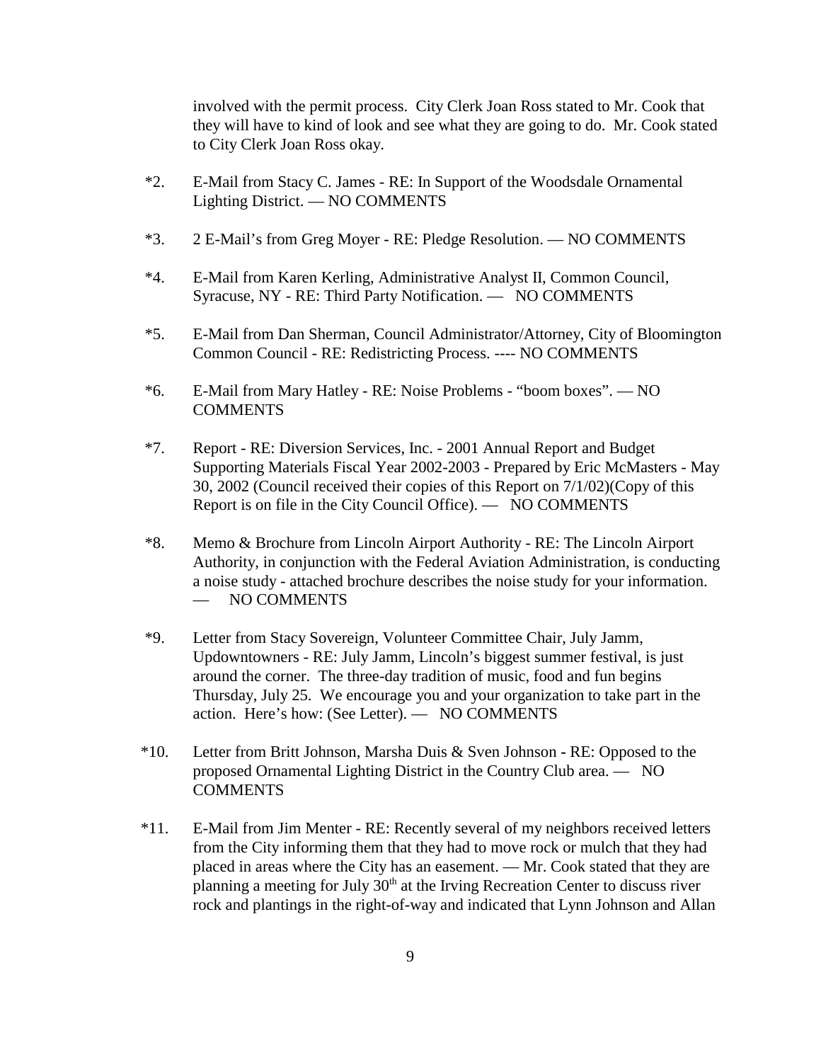involved with the permit process. City Clerk Joan Ross stated to Mr. Cook that they will have to kind of look and see what they are going to do. Mr. Cook stated to City Clerk Joan Ross okay.

*2. E-Mail from Stacy C. James - RE: In Support of the Woodsdale Ornamental Lighting District. — NO COMMENTS

*3. 2 E-Mail's from Greg Moyer - RE: Pledge Resolution. — NO COMMENTS

*4. E-Mail from Karen Kerling, Administrative Analyst II, Common Council, Syracuse, NY - RE: Third Party Notification. — NO COMMENTS

*5. E-Mail from Dan Sherman, Council Administrator/Attorney, City of Bloomington Common Council - RE: Redistricting Process. ---- NO COMMENTS

*6. E-Mail from Mary Hatley - RE: Noise Problems - "boom boxes". — NO COMMENTS

*7. Report - RE: Diversion Services, Inc. - 2001 Annual Report and Budget Supporting Materials Fiscal Year 2002-2003 - Prepared by Eric McMasters - May 30, 2002 (Council received their copies of this Report on 7/1/02)(Copy of this Report is on file in the City Council Office). — NO COMMENTS

*8. Memo & Brochure from Lincoln Airport Authority - RE: The Lincoln Airport Authority, in conjunction with the Federal Aviation Administration, is conducting a noise study - attached brochure describes the noise study for your information. — NO COMMENTS

*9. Letter from Stacy Sovereign, Volunteer Committee Chair, July Jamm, Updowntowners - RE: July Jamm, Lincoln's biggest summer festival, is just around the corner. The three-day tradition of music, food and fun begins Thursday, July 25. We encourage you and your organization to take part in the action. Here's how: (See Letter). — NO COMMENTS

*10. Letter from Britt Johnson, Marsha Duis & Sven Johnson - RE: Opposed to the proposed Ornamental Lighting District in the Country Club area. — NO COMMENTS

*11. E-Mail from Jim Menter - RE: Recently several of my neighbors received letters from the City informing them that they had to move rock or mulch that they had placed in areas where the City has an easement. — Mr. Cook stated that they are planning a meeting for July 30th at the Irving Recreation Center to discuss river rock and plantings in the right-of-way and indicated that Lynn Johnson and Allan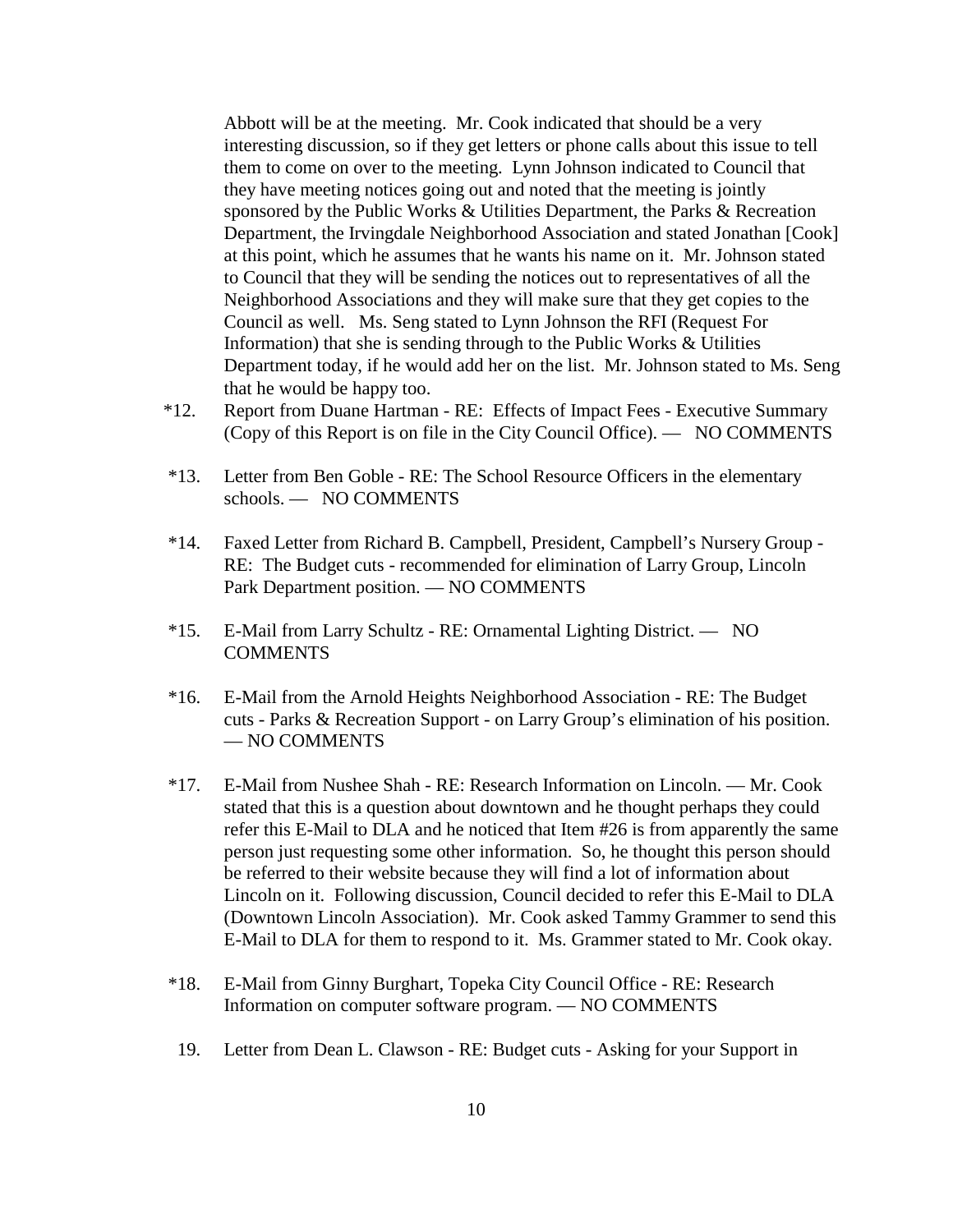Abbott will be at the meeting. Mr. Cook indicated that should be a very interesting discussion, so if they get letters or phone calls about this issue to tell them to come on over to the meeting. Lynn Johnson indicated to Council that they have meeting notices going out and noted that the meeting is jointly sponsored by the Public Works & Utilities Department, the Parks & Recreation Department, the Irvingdale Neighborhood Association and stated Jonathan [Cook] at this point, which he assumes that he wants his name on it. Mr. Johnson stated to Council that they will be sending the notices out to representatives of all the Neighborhood Associations and they will make sure that they get copies to the Council as well. Ms. Seng stated to Lynn Johnson the RFI (Request For Information) that she is sending through to the Public Works & Utilities Department today, if he would add her on the list. Mr. Johnson stated to Ms. Seng that he would be happy too.

*12. Report from Duane Hartman - RE: Effects of Impact Fees - Executive Summary (Copy of this Report is on file in the City Council Office). — NO COMMENTS

*13. Letter from Ben Goble - RE: The School Resource Officers in the elementary schools. — NO COMMENTS

*14. Faxed Letter from Richard B. Campbell, President, Campbell's Nursery Group - RE: The Budget cuts - recommended for elimination of Larry Group, Lincoln Park Department position. — NO COMMENTS

*15. E-Mail from Larry Schultz - RE: Ornamental Lighting District. — NO COMMENTS

*16. E-Mail from the Arnold Heights Neighborhood Association - RE: The Budget cuts - Parks & Recreation Support - on Larry Group's elimination of his position. — NO COMMENTS

*17. E-Mail from Nushee Shah - RE: Research Information on Lincoln. — Mr. Cook stated that this is a question about downtown and he thought perhaps they could refer this E-Mail to DLA and he noticed that Item #26 is from apparently the same person just requesting some other information. So, he thought this person should be referred to their website because they will find a lot of information about Lincoln on it. Following discussion, Council decided to refer this E-Mail to DLA (Downtown Lincoln Association). Mr. Cook asked Tammy Grammer to send this E-Mail to DLA for them to respond to it. Ms. Grammer stated to Mr. Cook okay.

*18. E-Mail from Ginny Burghart, Topeka City Council Office - RE: Research Information on computer software program. — NO COMMENTS

19. Letter from Dean L. Clawson - RE: Budget cuts - Asking for your Support in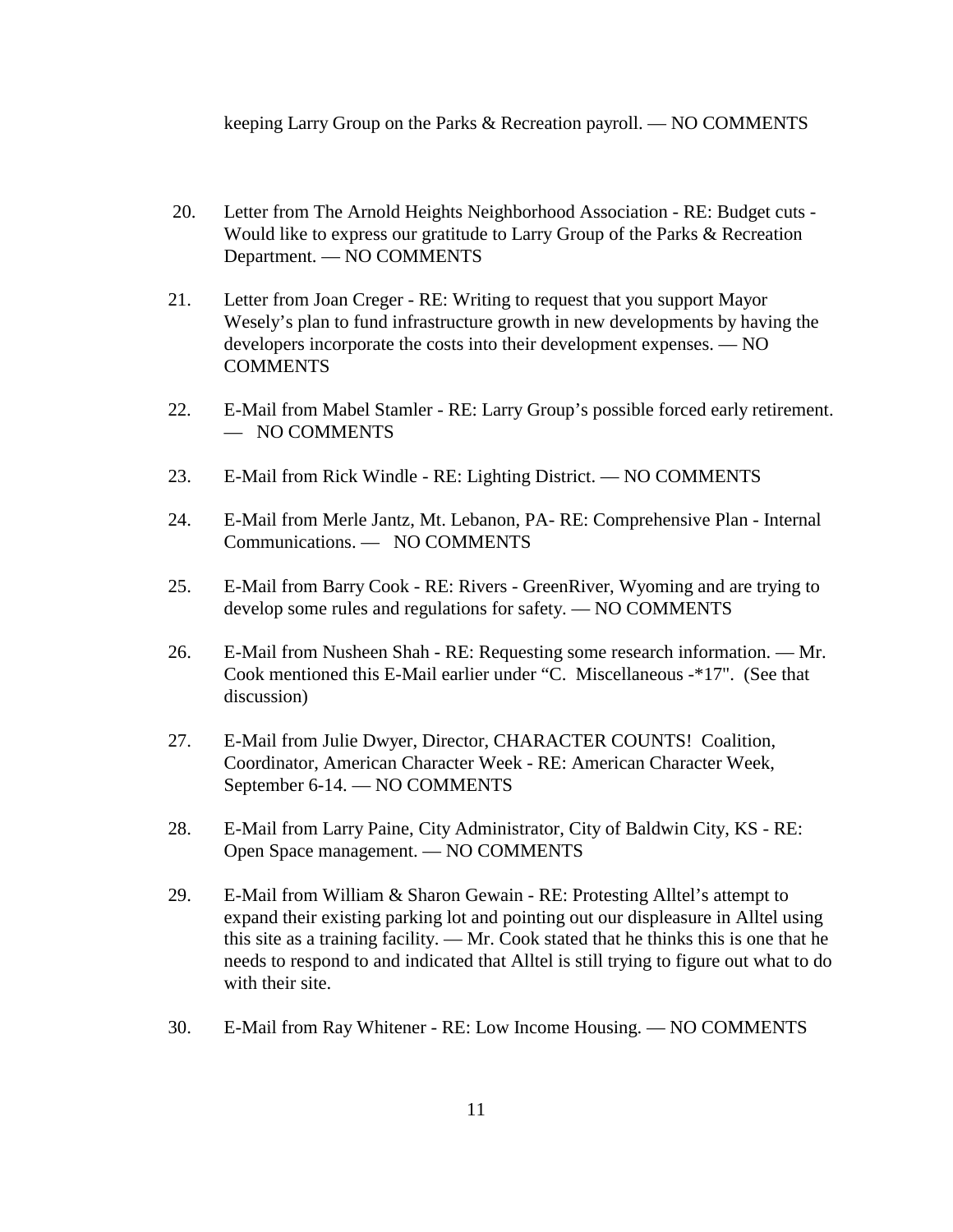keeping Larry Group on the Parks & Recreation payroll. — NO COMMENTS

20. Letter from The Arnold Heights Neighborhood Association - RE: Budget cuts - Would like to express our gratitude to Larry Group of the Parks & Recreation Department. — NO COMMENTS

21. Letter from Joan Creger - RE: Writing to request that you support Mayor Wesely's plan to fund infrastructure growth in new developments by having the developers incorporate the costs into their development expenses. — NO COMMENTS

22. E-Mail from Mabel Stamler - RE: Larry Group's possible forced early retirement. — NO COMMENTS

23. E-Mail from Rick Windle - RE: Lighting District. — NO COMMENTS

24. E-Mail from Merle Jantz, Mt. Lebanon, PA- RE: Comprehensive Plan - Internal Communications. — NO COMMENTS

25. E-Mail from Barry Cook - RE: Rivers - GreenRiver, Wyoming and are trying to develop some rules and regulations for safety. — NO COMMENTS

26. E-Mail from Nusheen Shah - RE: Requesting some research information. — Mr. Cook mentioned this E-Mail earlier under "C. Miscellaneous -*17". (See that discussion)

27. E-Mail from Julie Dwyer, Director, CHARACTER COUNTS! Coalition, Coordinator, American Character Week - RE: American Character Week, September 6-14. — NO COMMENTS

28. E-Mail from Larry Paine, City Administrator, City of Baldwin City, KS - RE: Open Space management. — NO COMMENTS

29. E-Mail from William & Sharon Gewain - RE: Protesting Alltel's attempt to expand their existing parking lot and pointing out our displeasure in Alltel using this site as a training facility. — Mr. Cook stated that he thinks this is one that he needs to respond to and indicated that Alltel is still trying to figure out what to do with their site.

30. E-Mail from Ray Whitener - RE: Low Income Housing. — NO COMMENTS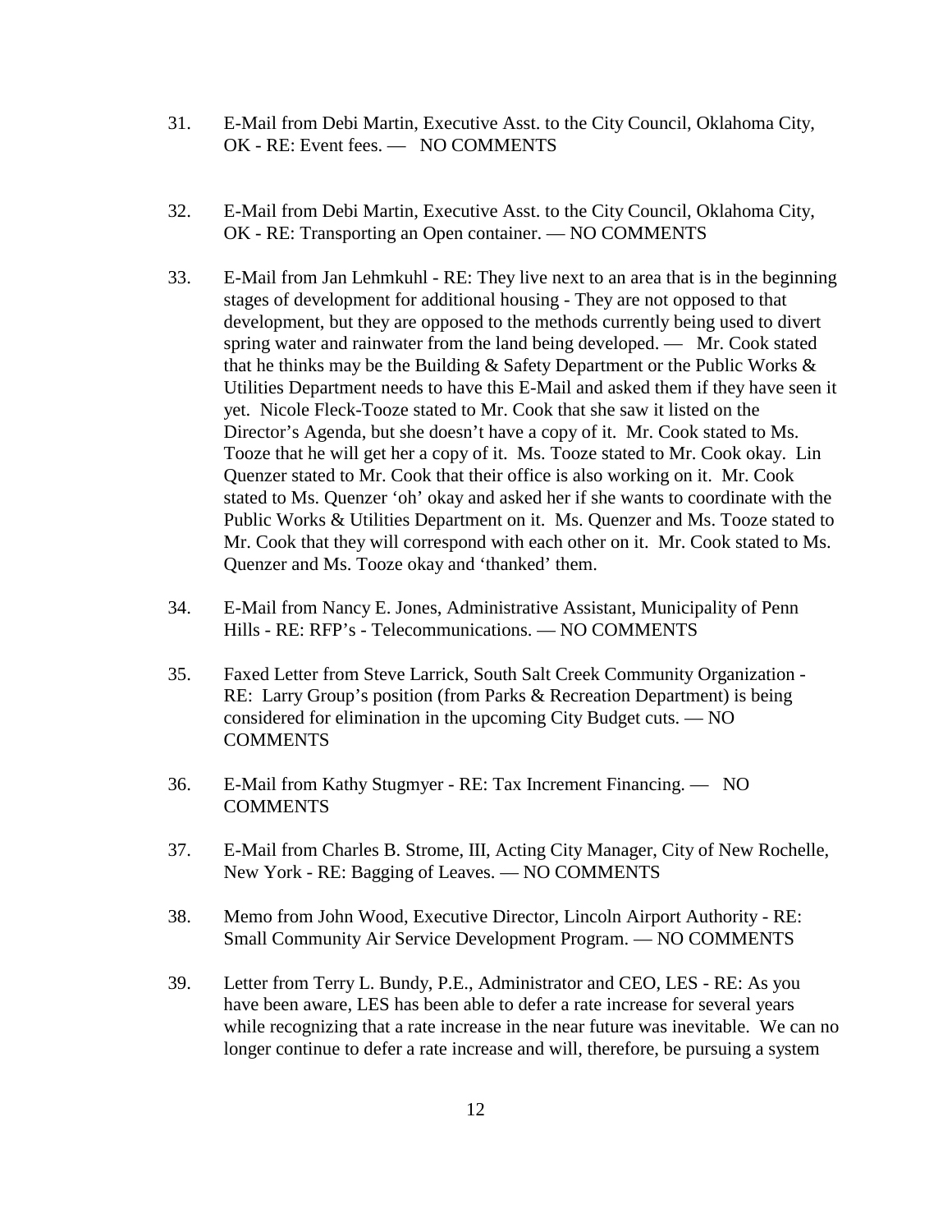31. E-Mail from Debi Martin, Executive Asst. to the City Council, Oklahoma City, OK - RE: Event fees. — NO COMMENTS

32. E-Mail from Debi Martin, Executive Asst. to the City Council, Oklahoma City, OK - RE: Transporting an Open container. — NO COMMENTS

33. E-Mail from Jan Lehmkuhl - RE: They live next to an area that is in the beginning stages of development for additional housing - They are not opposed to that development, but they are opposed to the methods currently being used to divert spring water and rainwater from the land being developed. — Mr. Cook stated that he thinks may be the Building & Safety Department or the Public Works & Utilities Department needs to have this E-Mail and asked them if they have seen it yet. Nicole Fleck-Tooze stated to Mr. Cook that she saw it listed on the Director's Agenda, but she doesn't have a copy of it. Mr. Cook stated to Ms. Tooze that he will get her a copy of it. Ms. Tooze stated to Mr. Cook okay. Lin Quenzer stated to Mr. Cook that their office is also working on it. Mr. Cook stated to Ms. Quenzer 'oh' okay and asked her if she wants to coordinate with the Public Works & Utilities Department on it. Ms. Quenzer and Ms. Tooze stated to Mr. Cook that they will correspond with each other on it. Mr. Cook stated to Ms. Quenzer and Ms. Tooze okay and 'thanked' them.

34. E-Mail from Nancy E. Jones, Administrative Assistant, Municipality of Penn Hills - RE: RFP's - Telecommunications. — NO COMMENTS

35. Faxed Letter from Steve Larrick, South Salt Creek Community Organization - RE: Larry Group's position (from Parks & Recreation Department) is being considered for elimination in the upcoming City Budget cuts. — NO COMMENTS

36. E-Mail from Kathy Stugmyer - RE: Tax Increment Financing. — NO COMMENTS

37. E-Mail from Charles B. Strome, III, Acting City Manager, City of New Rochelle, New York - RE: Bagging of Leaves. — NO COMMENTS

38. Memo from John Wood, Executive Director, Lincoln Airport Authority - RE: Small Community Air Service Development Program. — NO COMMENTS

39. Letter from Terry L. Bundy, P.E., Administrator and CEO, LES - RE: As you have been aware, LES has been able to defer a rate increase for several years while recognizing that a rate increase in the near future was inevitable. We can no longer continue to defer a rate increase and will, therefore, be pursuing a system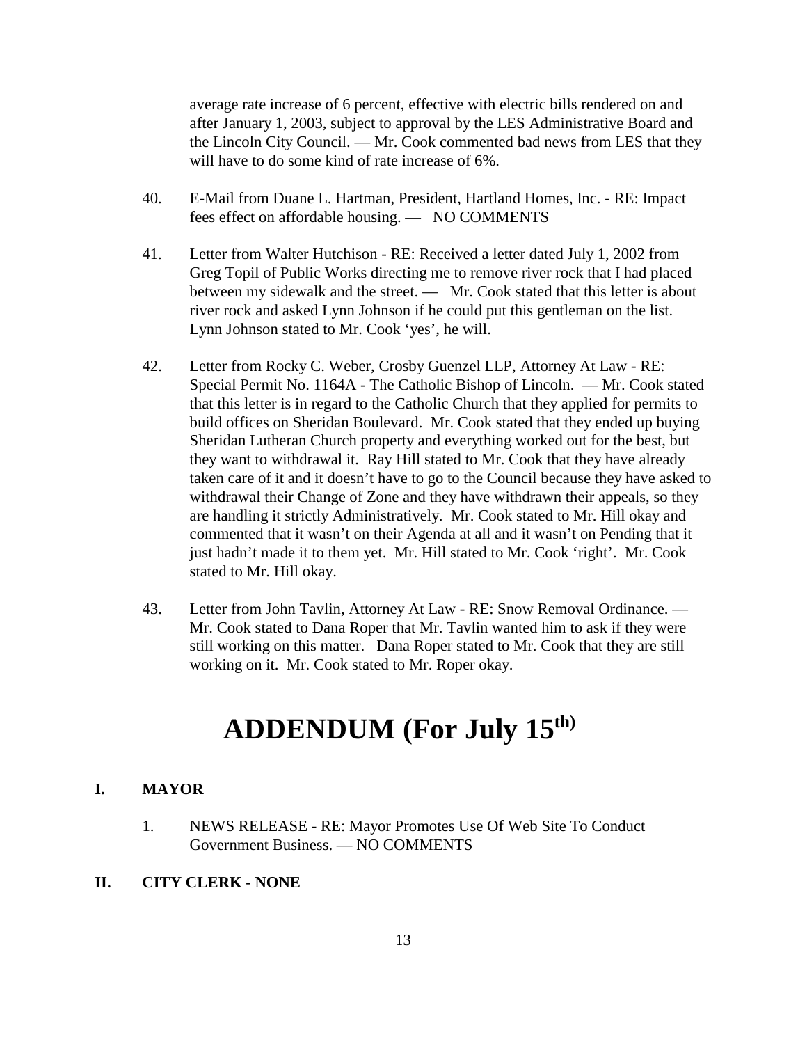average rate increase of 6 percent, effective with electric bills rendered on and after January 1, 2003, subject to approval by the LES Administrative Board and the Lincoln City Council. — Mr. Cook commented bad news from LES that they will have to do some kind of rate increase of 6%.

40. E-Mail from Duane L. Hartman, President, Hartland Homes, Inc. - RE: Impact fees effect on affordable housing. — NO COMMENTS

41. Letter from Walter Hutchison - RE: Received a letter dated July 1, 2002 from Greg Topil of Public Works directing me to remove river rock that I had placed between my sidewalk and the street. — Mr. Cook stated that this letter is about river rock and asked Lynn Johnson if he could put this gentleman on the list. Lynn Johnson stated to Mr. Cook 'yes', he will.

42. Letter from Rocky C. Weber, Crosby Guenzel LLP, Attorney At Law - RE: Special Permit No. 1164A - The Catholic Bishop of Lincoln. — Mr. Cook stated that this letter is in regard to the Catholic Church that they applied for permits to build offices on Sheridan Boulevard. Mr. Cook stated that they ended up buying Sheridan Lutheran Church property and everything worked out for the best, but they want to withdrawal it. Ray Hill stated to Mr. Cook that they have already taken care of it and it doesn't have to go to the Council because they have asked to withdrawal their Change of Zone and they have withdrawn their appeals, so they are handling it strictly Administratively. Mr. Cook stated to Mr. Hill okay and commented that it wasn't on their Agenda at all and it wasn't on Pending that it just hadn't made it to them yet. Mr. Hill stated to Mr. Cook 'right'. Mr. Cook stated to Mr. Hill okay.

43. Letter from John Tavlin, Attorney At Law - RE: Snow Removal Ordinance. — Mr. Cook stated to Dana Roper that Mr. Tavlin wanted him to ask if they were still working on this matter. Dana Roper stated to Mr. Cook that they are still working on it. Mr. Cook stated to Mr. Roper okay.

# ADDENDUM (For July 15th)

**I. MAYOR**

1. NEWS RELEASE - RE: Mayor Promotes Use Of Web Site To Conduct Government Business. — NO COMMENTS

**II. CITY CLERK - NONE**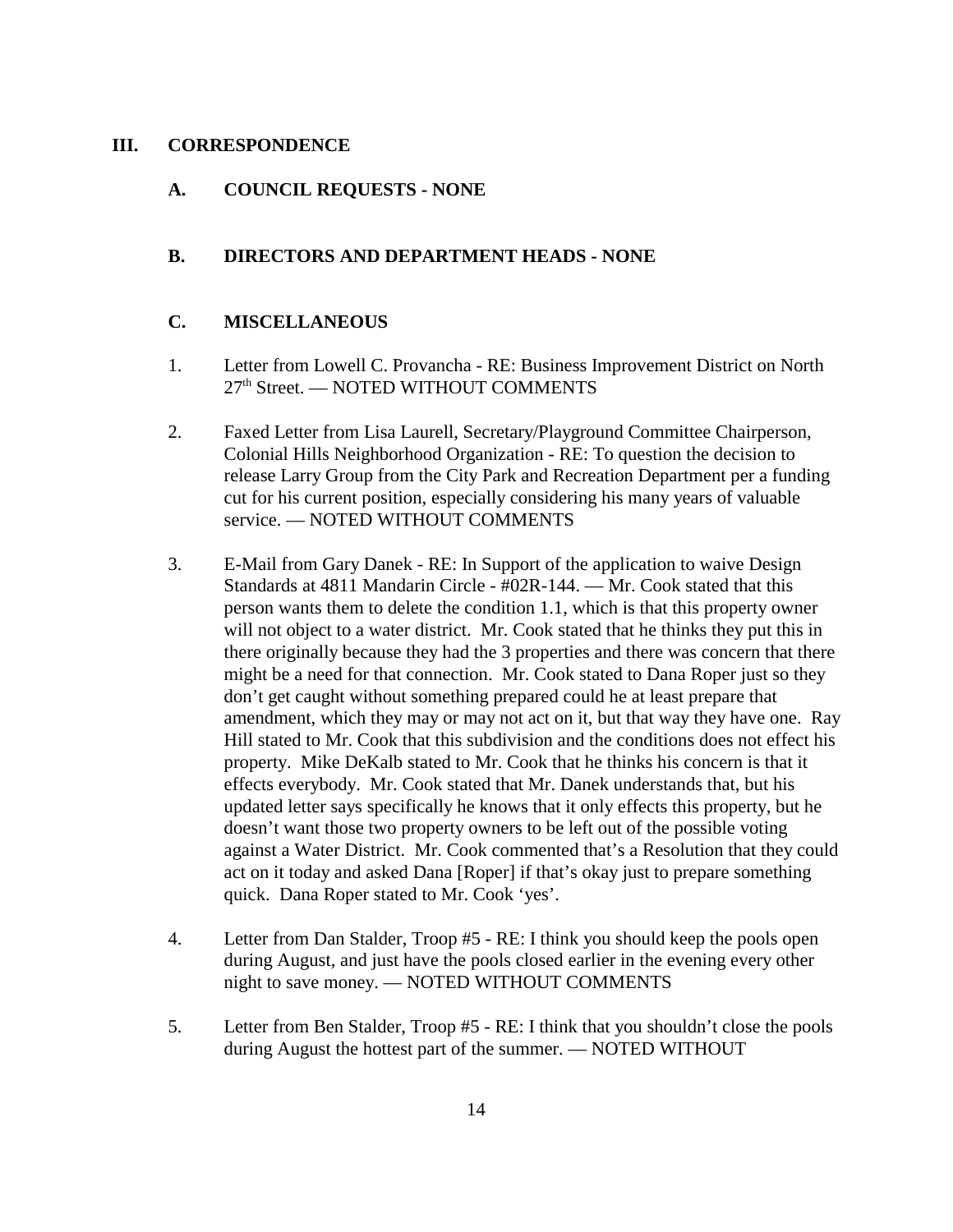## III. CORRESPONDENCE

### A. COUNCIL REQUESTS - NONE

### B. DIRECTORS AND DEPARTMENT HEADS - NONE

### C. MISCELLANEOUS

1. Letter from Lowell C. Provancha - RE: Business Improvement District on North 27th Street. — NOTED WITHOUT COMMENTS

2. Faxed Letter from Lisa Laurell, Secretary/Playground Committee Chairperson, Colonial Hills Neighborhood Organization - RE: To question the decision to release Larry Group from the City Park and Recreation Department per a funding cut for his current position, especially considering his many years of valuable service. — NOTED WITHOUT COMMENTS

3. E-Mail from Gary Danek - RE: In Support of the application to waive Design Standards at 4811 Mandarin Circle - #02R-144. — Mr. Cook stated that this person wants them to delete the condition 1.1, which is that this property owner will not object to a water district. Mr. Cook stated that he thinks they put this in there originally because they had the 3 properties and there was concern that there might be a need for that connection. Mr. Cook stated to Dana Roper just so they don't get caught without something prepared could he at least prepare that amendment, which they may or may not act on it, but that way they have one. Ray Hill stated to Mr. Cook that this subdivision and the conditions does not effect his property. Mike DeKalb stated to Mr. Cook that he thinks his concern is that it effects everybody. Mr. Cook stated that Mr. Danek understands that, but his updated letter says specifically he knows that it only effects this property, but he doesn't want those two property owners to be left out of the possible voting against a Water District. Mr. Cook commented that's a Resolution that they could act on it today and asked Dana [Roper] if that's okay just to prepare something quick. Dana Roper stated to Mr. Cook 'yes'.

4. Letter from Dan Stalder, Troop #5 - RE: I think you should keep the pools open during August, and just have the pools closed earlier in the evening every other night to save money. — NOTED WITHOUT COMMENTS

5. Letter from Ben Stalder, Troop #5 - RE: I think that you shouldn't close the pools during August the hottest part of the summer. — NOTED WITHOUT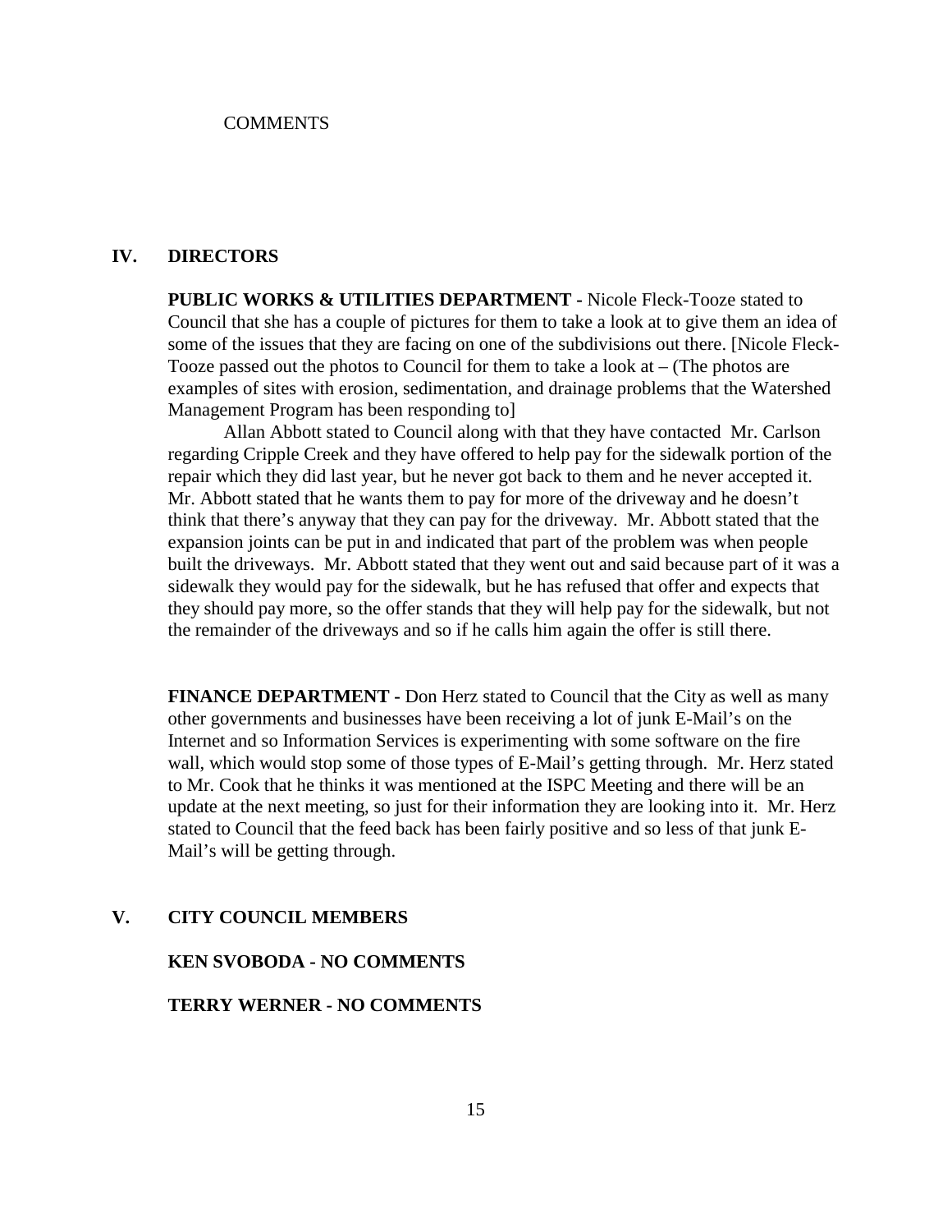COMMENTS

## IV. DIRECTORS

**PUBLIC WORKS & UTILITIES DEPARTMENT -** Nicole Fleck-Tooze stated to Council that she has a couple of pictures for them to take a look at to give them an idea of some of the issues that they are facing on one of the subdivisions out there. [Nicole Fleck-Tooze passed out the photos to Council for them to take a look at – (The photos are examples of sites with erosion, sedimentation, and drainage problems that the Watershed Management Program has been responding to]

Allan Abbott stated to Council along with that they have contacted Mr. Carlson regarding Cripple Creek and they have offered to help pay for the sidewalk portion of the repair which they did last year, but he never got back to them and he never accepted it. Mr. Abbott stated that he wants them to pay for more of the driveway and he doesn't think that there's anyway that they can pay for the driveway. Mr. Abbott stated that the expansion joints can be put in and indicated that part of the problem was when people built the driveways. Mr. Abbott stated that they went out and said because part of it was a sidewalk they would pay for the sidewalk, but he has refused that offer and expects that they should pay more, so the offer stands that they will help pay for the sidewalk, but not the remainder of the driveways and so if he calls him again the offer is still there.

**FINANCE DEPARTMENT -** Don Herz stated to Council that the City as well as many other governments and businesses have been receiving a lot of junk E-Mail's on the Internet and so Information Services is experimenting with some software on the fire wall, which would stop some of those types of E-Mail's getting through. Mr. Herz stated to Mr. Cook that he thinks it was mentioned at the ISPC Meeting and there will be an update at the next meeting, so just for their information they are looking into it. Mr. Herz stated to Council that the feed back has been fairly positive and so less of that junk E-Mail's will be getting through.

## V. CITY COUNCIL MEMBERS

**KEN SVOBODA - NO COMMENTS**

**TERRY WERNER - NO COMMENTS**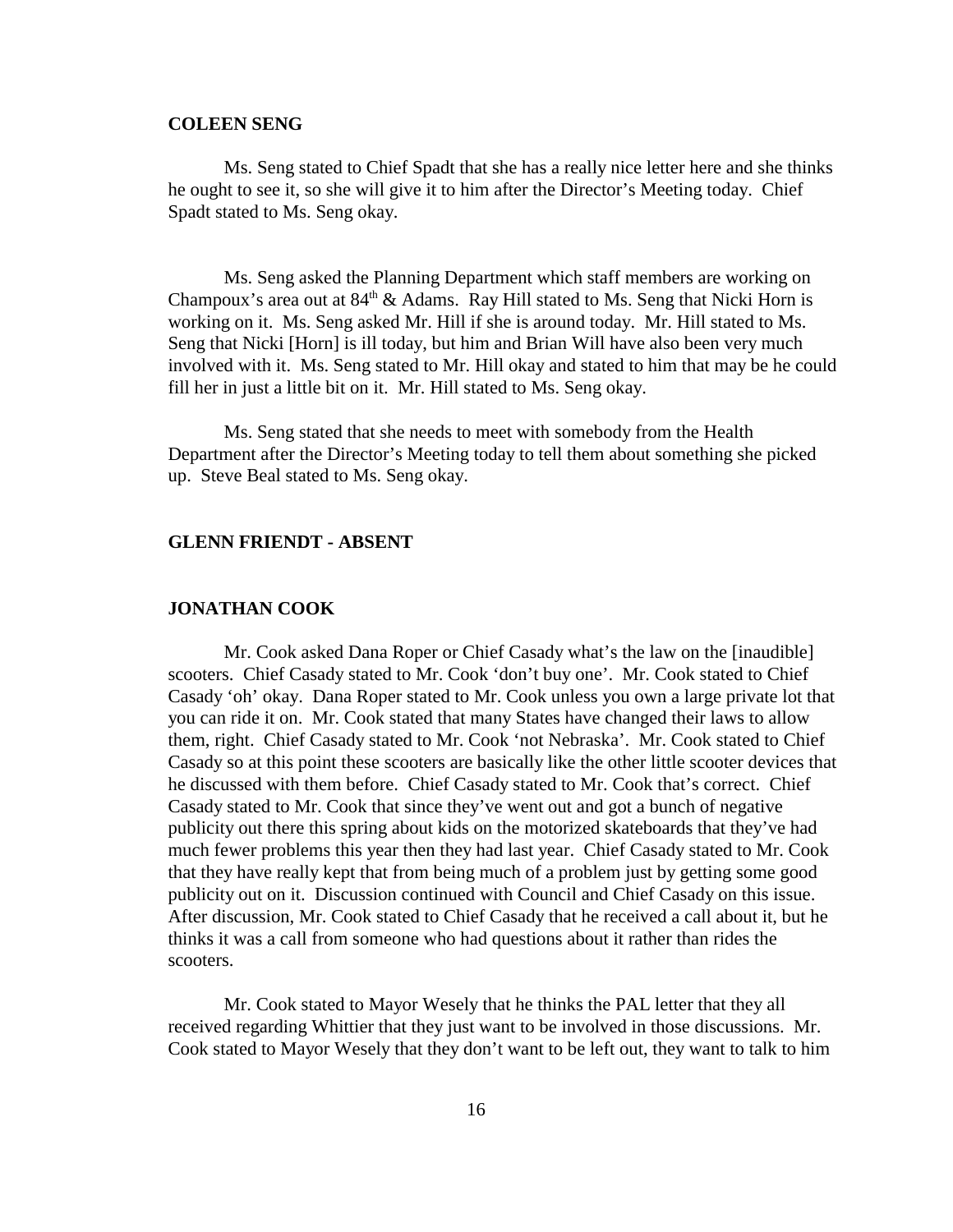**COLEEN SENG**

Ms. Seng stated to Chief Spadt that she has a really nice letter here and she thinks he ought to see it, so she will give it to him after the Director's Meeting today. Chief Spadt stated to Ms. Seng okay.

Ms. Seng asked the Planning Department which staff members are working on Champoux's area out at 84th & Adams. Ray Hill stated to Ms. Seng that Nicki Horn is working on it. Ms. Seng asked Mr. Hill if she is around today. Mr. Hill stated to Ms. Seng that Nicki [Horn] is ill today, but him and Brian Will have also been very much involved with it. Ms. Seng stated to Mr. Hill okay and stated to him that may be he could fill her in just a little bit on it. Mr. Hill stated to Ms. Seng okay.

Ms. Seng stated that she needs to meet with somebody from the Health Department after the Director's Meeting today to tell them about something she picked up. Steve Beal stated to Ms. Seng okay.

**GLENN FRIENDT - ABSENT**

**JONATHAN COOK**

Mr. Cook asked Dana Roper or Chief Casady what's the law on the [inaudible] scooters. Chief Casady stated to Mr. Cook 'don't buy one'. Mr. Cook stated to Chief Casady 'oh' okay. Dana Roper stated to Mr. Cook unless you own a large private lot that you can ride it on. Mr. Cook stated that many States have changed their laws to allow them, right. Chief Casady stated to Mr. Cook 'not Nebraska'. Mr. Cook stated to Chief Casady so at this point these scooters are basically like the other little scooter devices that he discussed with them before. Chief Casady stated to Mr. Cook that's correct. Chief Casady stated to Mr. Cook that since they've went out and got a bunch of negative publicity out there this spring about kids on the motorized skateboards that they've had much fewer problems this year then they had last year. Chief Casady stated to Mr. Cook that they have really kept that from being much of a problem just by getting some good publicity out on it. Discussion continued with Council and Chief Casady on this issue. After discussion, Mr. Cook stated to Chief Casady that he received a call about it, but he thinks it was a call from someone who had questions about it rather than rides the scooters.

Mr. Cook stated to Mayor Wesely that he thinks the PAL letter that they all received regarding Whittier that they just want to be involved in those discussions. Mr. Cook stated to Mayor Wesely that they don't want to be left out, they want to talk to him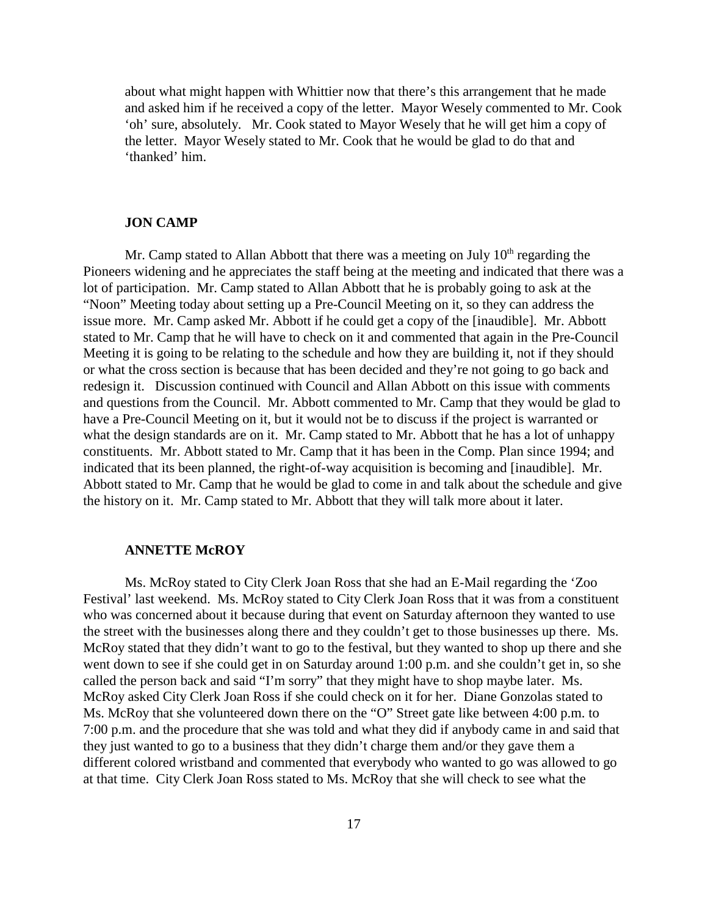about what might happen with Whittier now that there's this arrangement that he made and asked him if he received a copy of the letter. Mayor Wesely commented to Mr. Cook 'oh' sure, absolutely. Mr. Cook stated to Mayor Wesely that he will get him a copy of the letter. Mayor Wesely stated to Mr. Cook that he would be glad to do that and 'thanked' him.

**JON CAMP**

Mr. Camp stated to Allan Abbott that there was a meeting on July 10th regarding the Pioneers widening and he appreciates the staff being at the meeting and indicated that there was a lot of participation. Mr. Camp stated to Allan Abbott that he is probably going to ask at the "Noon" Meeting today about setting up a Pre-Council Meeting on it, so they can address the issue more. Mr. Camp asked Mr. Abbott if he could get a copy of the [inaudible]. Mr. Abbott stated to Mr. Camp that he will have to check on it and commented that again in the Pre-Council Meeting it is going to be relating to the schedule and how they are building it, not if they should or what the cross section is because that has been decided and they're not going to go back and redesign it. Discussion continued with Council and Allan Abbott on this issue with comments and questions from the Council. Mr. Abbott commented to Mr. Camp that they would be glad to have a Pre-Council Meeting on it, but it would not be to discuss if the project is warranted or what the design standards are on it. Mr. Camp stated to Mr. Abbott that he has a lot of unhappy constituents. Mr. Abbott stated to Mr. Camp that it has been in the Comp. Plan since 1994; and indicated that its been planned, the right-of-way acquisition is becoming and [inaudible]. Mr. Abbott stated to Mr. Camp that he would be glad to come in and talk about the schedule and give the history on it. Mr. Camp stated to Mr. Abbott that they will talk more about it later.

**ANNETTE McROY**

Ms. McRoy stated to City Clerk Joan Ross that she had an E-Mail regarding the 'Zoo Festival' last weekend. Ms. McRoy stated to City Clerk Joan Ross that it was from a constituent who was concerned about it because during that event on Saturday afternoon they wanted to use the street with the businesses along there and they couldn't get to those businesses up there. Ms. McRoy stated that they didn't want to go to the festival, but they wanted to shop up there and she went down to see if she could get in on Saturday around 1:00 p.m. and she couldn't get in, so she called the person back and said "I'm sorry" that they might have to shop maybe later. Ms. McRoy asked City Clerk Joan Ross if she could check on it for her. Diane Gonzolas stated to Ms. McRoy that she volunteered down there on the "O" Street gate like between 4:00 p.m. to 7:00 p.m. and the procedure that she was told and what they did if anybody came in and said that they just wanted to go to a business that they didn't charge them and/or they gave them a different colored wristband and commented that everybody who wanted to go was allowed to go at that time. City Clerk Joan Ross stated to Ms. McRoy that she will check to see what the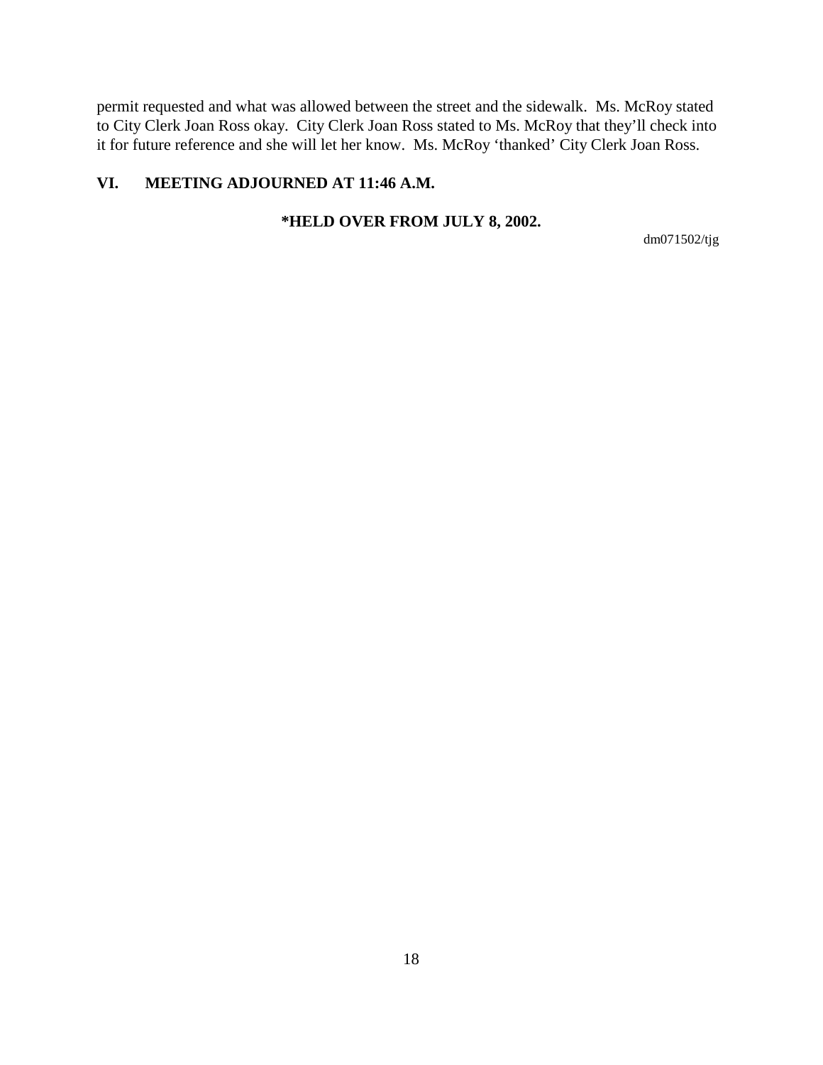permit requested and what was allowed between the street and the sidewalk. Ms. McRoy stated to City Clerk Joan Ross okay. City Clerk Joan Ross stated to Ms. McRoy that they'll check into it for future reference and she will let her know. Ms. McRoy 'thanked' City Clerk Joan Ross.

## VI. MEETING ADJOURNED AT 11:46 A.M.

**\*HELD OVER FROM JULY 8, 2002.**

dm071502/tjg